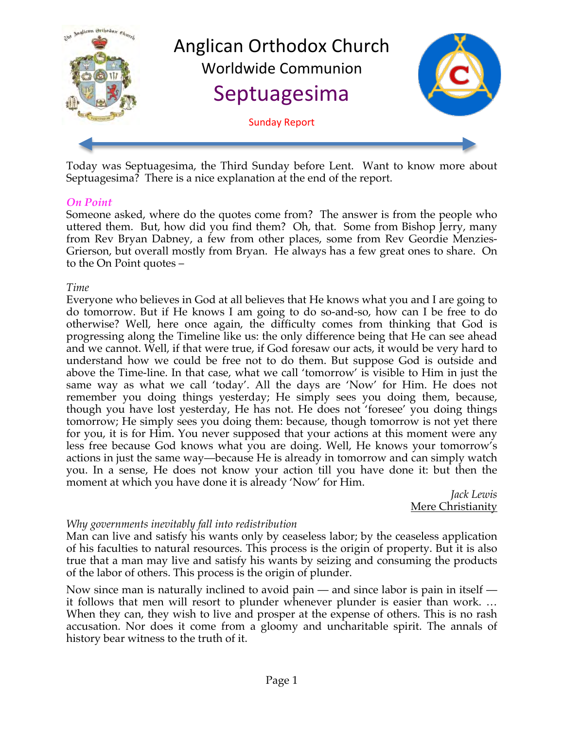# Anglican Orthodox Church

## Worldwide Communion

# Septuagesima

Sunday Report

Today was Septuagesima, the Third Sunday before Lent. Want to know more about Septuagesima? There is a nice explanation at the end of the report.

### *On Point*

Someone asked, where do the quotes come from? The answer is from the people who uttered them. But, how did you find them? Oh, that. Some from Bishop Jerry, many from Rev Bryan Dabney, a few from other places, some from Rev Geordie Menzies-Grierson, but overall mostly from Bryan. He always has a few great ones to share. On to the On Point quotes –

*Time*

Everyone who believes in God at all believes that He knows what you and I are going to do tomorrow. But if He knows I am going to do so-and-so, how can I be free to do otherwise? Well, here once again, the difficulty comes from thinking that God is progressing along the Timeline like us: the only difference being that He can see ahead and we cannot. Well, if that were true, if God foresaw our acts, it would be very hard to understand how we could be free not to do them. But suppose God is outside and above the Time-line. In that case, what we call 'tomorrow' is visible to Him in just the same way as what we call 'today'. All the days are 'Now' for Him. He does not remember you doing things yesterday; He simply sees you doing them, because, though you have lost yesterday, He has not. He does not 'foresee' you doing things tomorrow; He simply sees you doing them: because, though tomorrow is not yet there for you, it is for Him. You never supposed that your actions at this moment were any less free because God knows what you are doing. Well, He knows your tomorrow's actions in just the same way—because He is already in tomorrow and can simply watch you. In a sense, He does not know your action till you have done it: but then the moment at which you have done it is already 'Now' for Him.

*Jack Lewis*
Mere Christianity

*Why governments inevitably fall into redistribution*

Man can live and satisfy his wants only by ceaseless labor; by the ceaseless application of his faculties to natural resources. This process is the origin of property. But it is also true that a man may live and satisfy his wants by seizing and consuming the products of the labor of others. This process is the origin of plunder.

Now since man is naturally inclined to avoid pain — and since labor is pain in itself — it follows that men will resort to plunder whenever plunder is easier than work. … When they can, they wish to live and prosper at the expense of others. This is no rash accusation. Nor does it come from a gloomy and uncharitable spirit. The annals of history bear witness to the truth of it.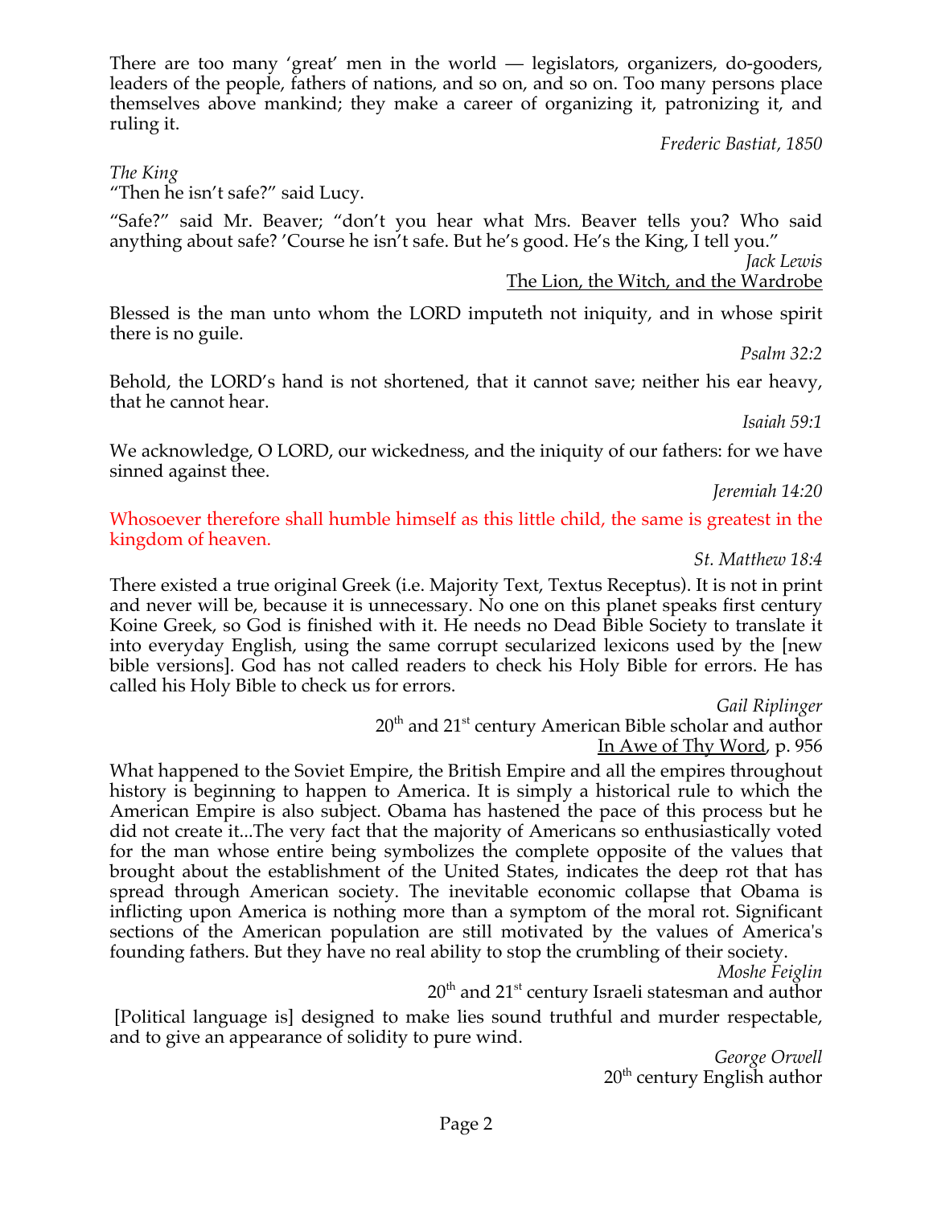There are too many 'great' men in the world — legislators, organizers, do-gooders, leaders of the people, fathers of nations, and so on, and so on. Too many persons place themselves above mankind; they make a career of organizing it, patronizing it, and ruling it.

*Frederic Bastiat, 1850*

*The King*
"Then he isn't safe?" said Lucy.

"Safe?" said Mr. Beaver; "don't you hear what Mrs. Beaver tells you? Who said anything about safe? 'Course he isn't safe. But he's good. He's the King, I tell you."

*Jack Lewis*
<u>The Lion, the Witch, and the Wardrobe</u>

Blessed is the man unto whom the LORD imputeth not iniquity, and in whose spirit there is no guile.

*Psalm 32:2*

Behold, the LORD's hand is not shortened, that it cannot save; neither his ear heavy, that he cannot hear.

*Isaiah 59:1*

We acknowledge, O LORD, our wickedness, and the iniquity of our fathers: for we have sinned against thee.

*Jeremiah 14:20*

Whosoever therefore shall humble himself as this little child, the same is greatest in the kingdom of heaven.

*St. Matthew 18:4*

There existed a true original Greek (i.e. Majority Text, Textus Receptus). It is not in print and never will be, because it is unnecessary. No one on this planet speaks first century Koine Greek, so God is finished with it. He needs no Dead Bible Society to translate it into everyday English, using the same corrupt secularized lexicons used by the [new bible versions]. God has not called readers to check his Holy Bible for errors. He has called his Holy Bible to check us for errors.

*Gail Riplinger*
20th and 21st century American Bible scholar and author
<u>In Awe of Thy Word</u>, p. 956

What happened to the Soviet Empire, the British Empire and all the empires throughout history is beginning to happen to America. It is simply a historical rule to which the American Empire is also subject. Obama has hastened the pace of this process but he did not create it...The very fact that the majority of Americans so enthusiastically voted for the man whose entire being symbolizes the complete opposite of the values that brought about the establishment of the United States, indicates the deep rot that has spread through American society. The inevitable economic collapse that Obama is inflicting upon America is nothing more than a symptom of the moral rot. Significant sections of the American population are still motivated by the values of America's founding fathers. But they have no real ability to stop the crumbling of their society.

*Moshe Feiglin*
20th and 21st century Israeli statesman and author

[Political language is] designed to make lies sound truthful and murder respectable, and to give an appearance of solidity to pure wind.

*George Orwell*
20th century English author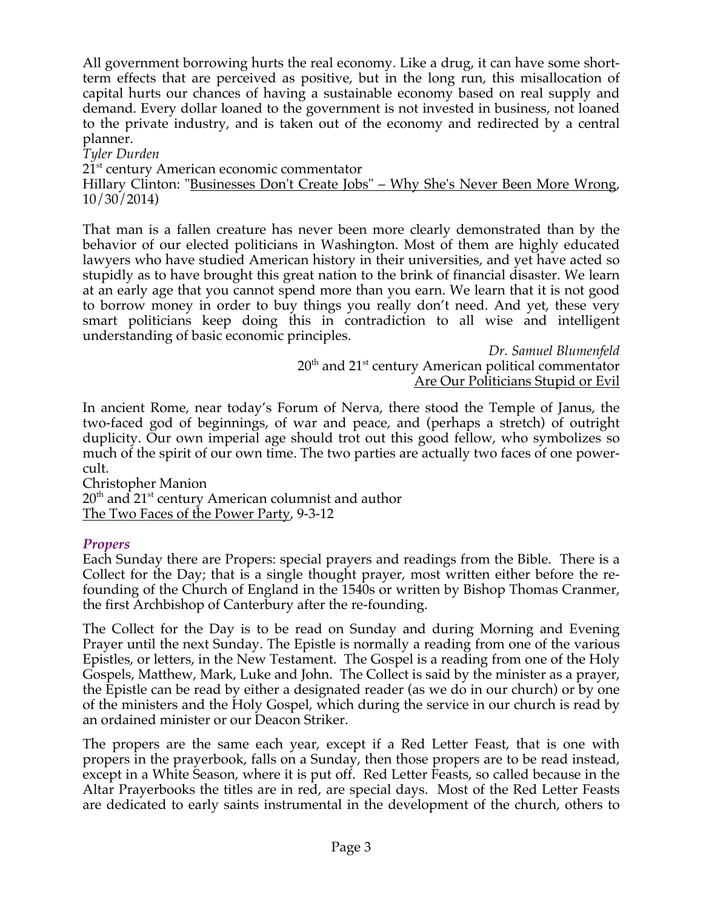All government borrowing hurts the real economy. Like a drug, it can have some short-term effects that are perceived as positive, but in the long run, this misallocation of capital hurts our chances of having a sustainable economy based on real supply and demand. Every dollar loaned to the government is not invested in business, not loaned to the private industry, and is taken out of the economy and redirected by a central planner.

*Tyler Durden*
21st century American economic commentator
Hillary Clinton: "Businesses Don't Create Jobs" – Why She's Never Been More Wrong, 10/30/2014)

That man is a fallen creature has never been more clearly demonstrated than by the behavior of our elected politicians in Washington. Most of them are highly educated lawyers who have studied American history in their universities, and yet have acted so stupidly as to have brought this great nation to the brink of financial disaster. We learn at an early age that you cannot spend more than you earn. We learn that it is not good to borrow money in order to buy things you really don't need. And yet, these very smart politicians keep doing this in contradiction to all wise and intelligent understanding of basic economic principles.

*Dr. Samuel Blumenfeld*
20th and 21st century American political commentator
Are Our Politicians Stupid or Evil

In ancient Rome, near today's Forum of Nerva, there stood the Temple of Janus, the two-faced god of beginnings, of war and peace, and (perhaps a stretch) of outright duplicity. Our own imperial age should trot out this good fellow, who symbolizes so much of the spirit of our own time. The two parties are actually two faces of one power-cult.

Christopher Manion
20th and 21st century American columnist and author
The Two Faces of the Power Party, 9-3-12

### *Propers*

Each Sunday there are Propers: special prayers and readings from the Bible. There is a Collect for the Day; that is a single thought prayer, most written either before the re-founding of the Church of England in the 1540s or written by Bishop Thomas Cranmer, the first Archbishop of Canterbury after the re-founding.

The Collect for the Day is to be read on Sunday and during Morning and Evening Prayer until the next Sunday. The Epistle is normally a reading from one of the various Epistles, or letters, in the New Testament. The Gospel is a reading from one of the Holy Gospels, Matthew, Mark, Luke and John. The Collect is said by the minister as a prayer, the Epistle can be read by either a designated reader (as we do in our church) or by one of the ministers and the Holy Gospel, which during the service in our church is read by an ordained minister or our Deacon Striker.

The propers are the same each year, except if a Red Letter Feast, that is one with propers in the prayerbook, falls on a Sunday, then those propers are to be read instead, except in a White Season, where it is put off. Red Letter Feasts, so called because in the Altar Prayerbooks the titles are in red, are special days. Most of the Red Letter Feasts are dedicated to early saints instrumental in the development of the church, others to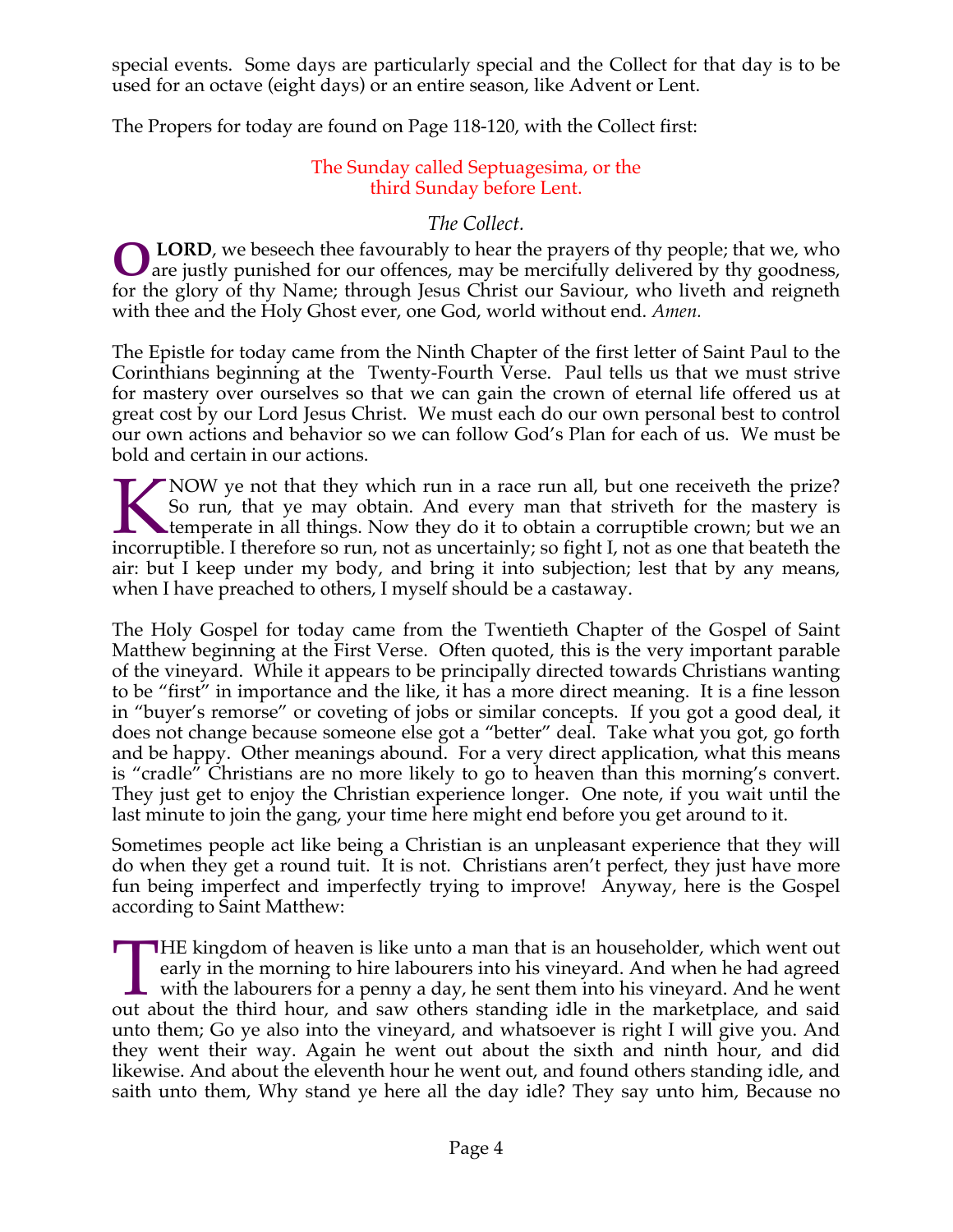special events. Some days are particularly special and the Collect for that day is to be used for an octave (eight days) or an entire season, like Advent or Lent.

The Propers for today are found on Page 118-120, with the Collect first:

The Sunday called Septuagesima, or the third Sunday before Lent.

*The Collect.*

O **LORD**, we beseech thee favourably to hear the prayers of thy people; that we, who are justly punished for our offences, may be mercifully delivered by thy goodness, for the glory of thy Name; through Jesus Christ our Saviour, who liveth and reigneth with thee and the Holy Ghost ever, one God, world without end. *Amen.*

The Epistle for today came from the Ninth Chapter of the first letter of Saint Paul to the Corinthians beginning at the Twenty-Fourth Verse. Paul tells us that we must strive for mastery over ourselves so that we can gain the crown of eternal life offered us at great cost by our Lord Jesus Christ. We must each do our own personal best to control our own actions and behavior so we can follow God's Plan for each of us. We must be bold and certain in our actions.

KNOW ye not that they which run in a race run all, but one receiveth the prize? So run, that ye may obtain. And every man that striveth for the mastery is temperate in all things. Now they do it to obtain a corruptible crown; but we an incorruptible. I therefore so run, not as uncertainly; so fight I, not as one that beateth the air: but I keep under my body, and bring it into subjection; lest that by any means, when I have preached to others, I myself should be a castaway.

The Holy Gospel for today came from the Twentieth Chapter of the Gospel of Saint Matthew beginning at the First Verse. Often quoted, this is the very important parable of the vineyard. While it appears to be principally directed towards Christians wanting to be "first" in importance and the like, it has a more direct meaning. It is a fine lesson in "buyer's remorse" or coveting of jobs or similar concepts. If you got a good deal, it does not change because someone else got a "better" deal. Take what you got, go forth and be happy. Other meanings abound. For a very direct application, what this means is "cradle" Christians are no more likely to go to heaven than this morning's convert. They just get to enjoy the Christian experience longer. One note, if you wait until the last minute to join the gang, your time here might end before you get around to it.

Sometimes people act like being a Christian is an unpleasant experience that they will do when they get a round tuit. It is not. Christians aren't perfect, they just have more fun being imperfect and imperfectly trying to improve! Anyway, here is the Gospel according to Saint Matthew:

THE kingdom of heaven is like unto a man that is an householder, which went out early in the morning to hire labourers into his vineyard. And when he had agreed with the labourers for a penny a day, he sent them into his vineyard. And he went out about the third hour, and saw others standing idle in the marketplace, and said unto them; Go ye also into the vineyard, and whatsoever is right I will give you. And they went their way. Again he went out about the sixth and ninth hour, and did likewise. And about the eleventh hour he went out, and found others standing idle, and saith unto them, Why stand ye here all the day idle? They say unto him, Because no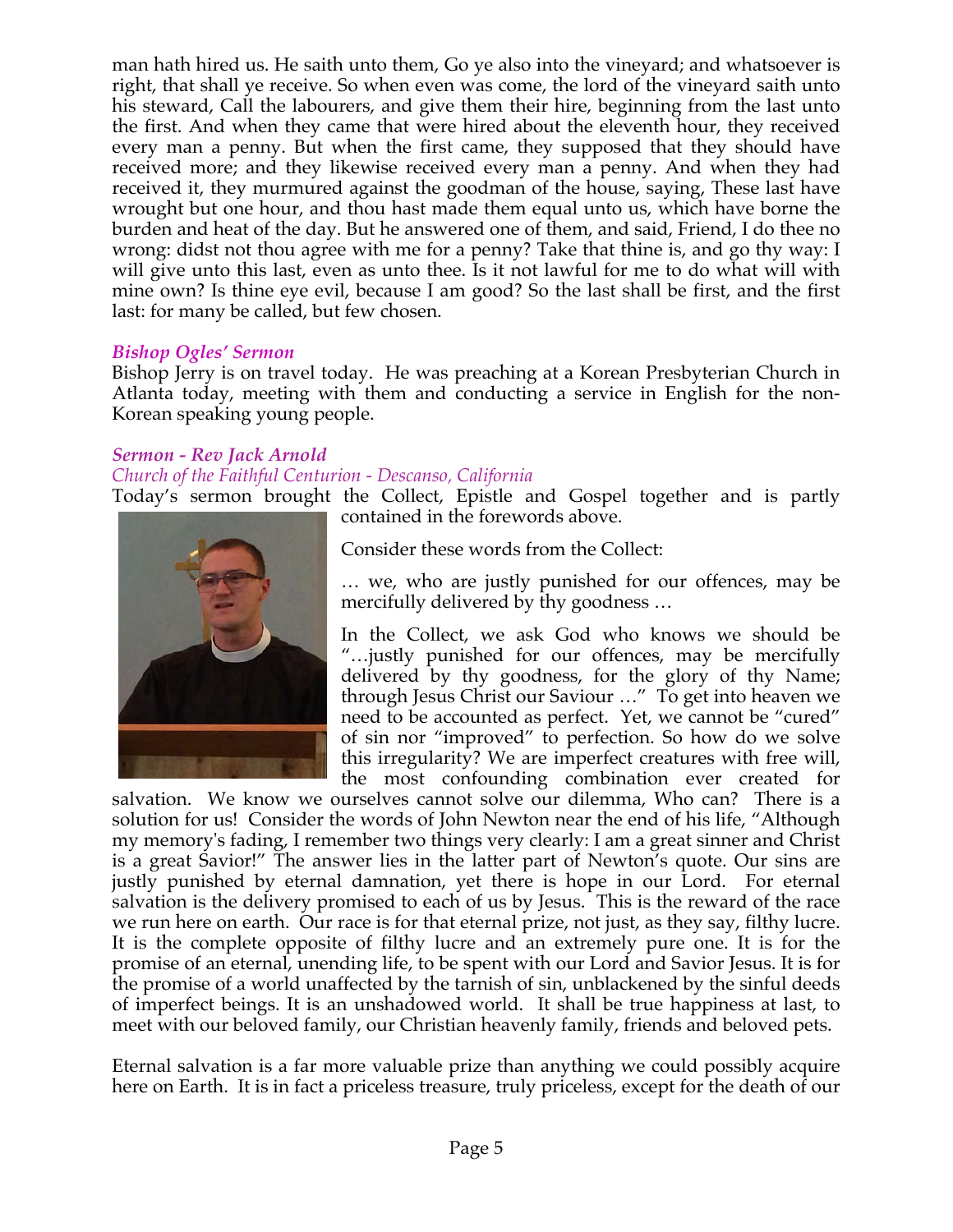man hath hired us. He saith unto them, Go ye also into the vineyard; and whatsoever is right, that shall ye receive. So when even was come, the lord of the vineyard saith unto his steward, Call the labourers, and give them their hire, beginning from the last unto the first. And when they came that were hired about the eleventh hour, they received every man a penny. But when the first came, they supposed that they should have received more; and they likewise received every man a penny. And when they had received it, they murmured against the goodman of the house, saying, These last have wrought but one hour, and thou hast made them equal unto us, which have borne the burden and heat of the day. But he answered one of them, and said, Friend, I do thee no wrong: didst not thou agree with me for a penny? Take that thine is, and go thy way: I will give unto this last, even as unto thee. Is it not lawful for me to do what will with mine own? Is thine eye evil, because I am good? So the last shall be first, and the first last: for many be called, but few chosen.

### *Bishop Ogles' Sermon*

Bishop Jerry is on travel today. He was preaching at a Korean Presbyterian Church in Atlanta today, meeting with them and conducting a service in English for the non-Korean speaking young people.

### *Sermon - Rev Jack Arnold*

*Church of the Faithful Centurion - Descanso, California*

Today's sermon brought the Collect, Epistle and Gospel together and is partly contained in the forewords above.

Consider these words from the Collect:

> … we, who are justly punished for our offences, may be mercifully delivered by thy goodness …

In the Collect, we ask God who knows we should be "…justly punished for our offences, may be mercifully delivered by thy goodness, for the glory of thy Name; through Jesus Christ our Saviour …" To get into heaven we need to be accounted as perfect. Yet, we cannot be "cured" of sin nor "improved" to perfection. So how do we solve this irregularity? We are imperfect creatures with free will, the most confounding combination ever created for salvation. We know we ourselves cannot solve our dilemma, Who can? There is a solution for us! Consider the words of John Newton near the end of his life, "Although my memory's fading, I remember two things very clearly: I am a great sinner and Christ is a great Savior!" The answer lies in the latter part of Newton's quote. Our sins are justly punished by eternal damnation, yet there is hope in our Lord. For eternal salvation is the delivery promised to each of us by Jesus. This is the reward of the race we run here on earth. Our race is for that eternal prize, not just, as they say, filthy lucre. It is the complete opposite of filthy lucre and an extremely pure one. It is for the promise of an eternal, unending life, to be spent with our Lord and Savior Jesus. It is for the promise of a world unaffected by the tarnish of sin, unblackened by the sinful deeds of imperfect beings. It is an unshadowed world. It shall be true happiness at last, to meet with our beloved family, our Christian heavenly family, friends and beloved pets.

Eternal salvation is a far more valuable prize than anything we could possibly acquire here on Earth. It is in fact a priceless treasure, truly priceless, except for the death of our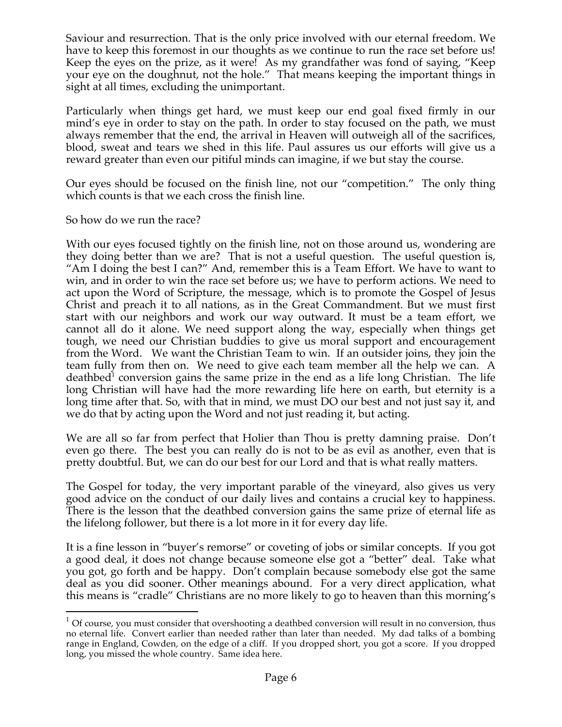Saviour and resurrection. That is the only price involved with our eternal freedom. We have to keep this foremost in our thoughts as we continue to run the race set before us! Keep the eyes on the prize, as it were! As my grandfather was fond of saying, "Keep your eye on the doughnut, not the hole." That means keeping the important things in sight at all times, excluding the unimportant.

Particularly when things get hard, we must keep our end goal fixed firmly in our mind's eye in order to stay on the path. In order to stay focused on the path, we must always remember that the end, the arrival in Heaven will outweigh all of the sacrifices, blood, sweat and tears we shed in this life. Paul assures us our efforts will give us a reward greater than even our pitiful minds can imagine, if we but stay the course.

Our eyes should be focused on the finish line, not our "competition." The only thing which counts is that we each cross the finish line.

So how do we run the race?

With our eyes focused tightly on the finish line, not on those around us, wondering are they doing better than we are? That is not a useful question. The useful question is, "Am I doing the best I can?" And, remember this is a Team Effort. We have to want to win, and in order to win the race set before us; we have to perform actions. We need to act upon the Word of Scripture, the message, which is to promote the Gospel of Jesus Christ and preach it to all nations, as in the Great Commandment. But we must first start with our neighbors and work our way outward. It must be a team effort, we cannot all do it alone. We need support along the way, especially when things get tough, we need our Christian buddies to give us moral support and encouragement from the Word. We want the Christian Team to win. If an outsider joins, they join the team fully from then on. We need to give each team member all the help we can. A deathbed[1] conversion gains the same prize in the end as a life long Christian. The life long Christian will have had the more rewarding life here on earth, but eternity is a long time after that. So, with that in mind, we must DO our best and not just say it, and we do that by acting upon the Word and not just reading it, but acting.

We are all so far from perfect that Holier than Thou is pretty damning praise. Don't even go there. The best you can really do is not to be as evil as another, even that is pretty doubtful. But, we can do our best for our Lord and that is what really matters.

The Gospel for today, the very important parable of the vineyard, also gives us very good advice on the conduct of our daily lives and contains a crucial key to happiness. There is the lesson that the deathbed conversion gains the same prize of eternal life as the lifelong follower, but there is a lot more in it for every day life.

It is a fine lesson in "buyer's remorse" or coveting of jobs or similar concepts. If you got a good deal, it does not change because someone else got a "better" deal. Take what you got, go forth and be happy. Don't complain because somebody else got the same deal as you did sooner. Other meanings abound. For a very direct application, what this means is "cradle" Christians are no more likely to go to heaven than this morning's

---

[1] Of course, you must consider that overshooting a deathbed conversion will result in no conversion, thus no eternal life. Convert earlier than needed rather than later than needed. My dad talks of a bombing range in England, Cowden, on the edge of a cliff. If you dropped short, you got a score. If you dropped long, you missed the whole country. Same idea here.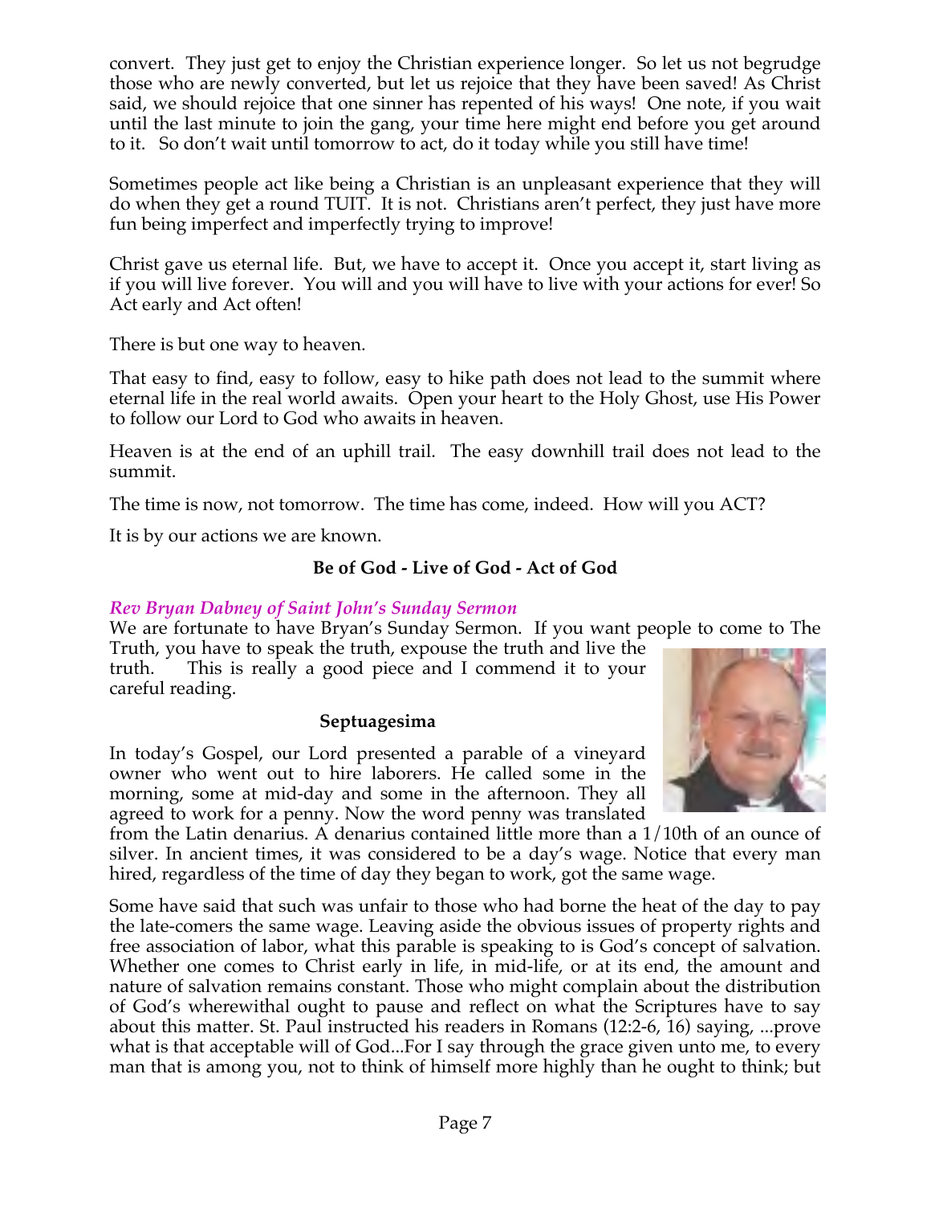convert. They just get to enjoy the Christian experience longer. So let us not begrudge those who are newly converted, but let us rejoice that they have been saved! As Christ said, we should rejoice that one sinner has repented of his ways! One note, if you wait until the last minute to join the gang, your time here might end before you get around to it. So don't wait until tomorrow to act, do it today while you still have time!

Sometimes people act like being a Christian is an unpleasant experience that they will do when they get a round TUIT. It is not. Christians aren't perfect, they just have more fun being imperfect and imperfectly trying to improve!

Christ gave us eternal life. But, we have to accept it. Once you accept it, start living as if you will live forever. You will and you will have to live with your actions for ever! So Act early and Act often!

There is but one way to heaven.

That easy to find, easy to follow, easy to hike path does not lead to the summit where eternal life in the real world awaits. Open your heart to the Holy Ghost, use His Power to follow our Lord to God who awaits in heaven.

Heaven is at the end of an uphill trail. The easy downhill trail does not lead to the summit.

The time is now, not tomorrow. The time has come, indeed. How will you ACT?

It is by our actions we are known.

**Be of God - Live of God - Act of God**

### *Rev Bryan Dabney of Saint John's Sunday Sermon*

We are fortunate to have Bryan's Sunday Sermon. If you want people to come to The Truth, you have to speak the truth, expose the truth and live the truth. This is really a good piece and I commend it to your careful reading.

**Septuagesima**

In today's Gospel, our Lord presented a parable of a vineyard owner who went out to hire laborers. He called some in the morning, some at mid-day and some in the afternoon. They all agreed to work for a penny. Now the word penny was translated from the Latin denarius. A denarius contained little more than a 1/10th of an ounce of silver. In ancient times, it was considered to be a day's wage. Notice that every man hired, regardless of the time of day they began to work, got the same wage.

Some have said that such was unfair to those who had borne the heat of the day to pay the late-comers the same wage. Leaving aside the obvious issues of property rights and free association of labor, what this parable is speaking to is God's concept of salvation. Whether one comes to Christ early in life, in mid-life, or at its end, the amount and nature of salvation remains constant. Those who might complain about the distribution of God's wherewithal ought to pause and reflect on what the Scriptures have to say about this matter. St. Paul instructed his readers in Romans (12:2-6, 16) saying, ...prove what is that acceptable will of God...For I say through the grace given unto me, to every man that is among you, not to think of himself more highly than he ought to think; but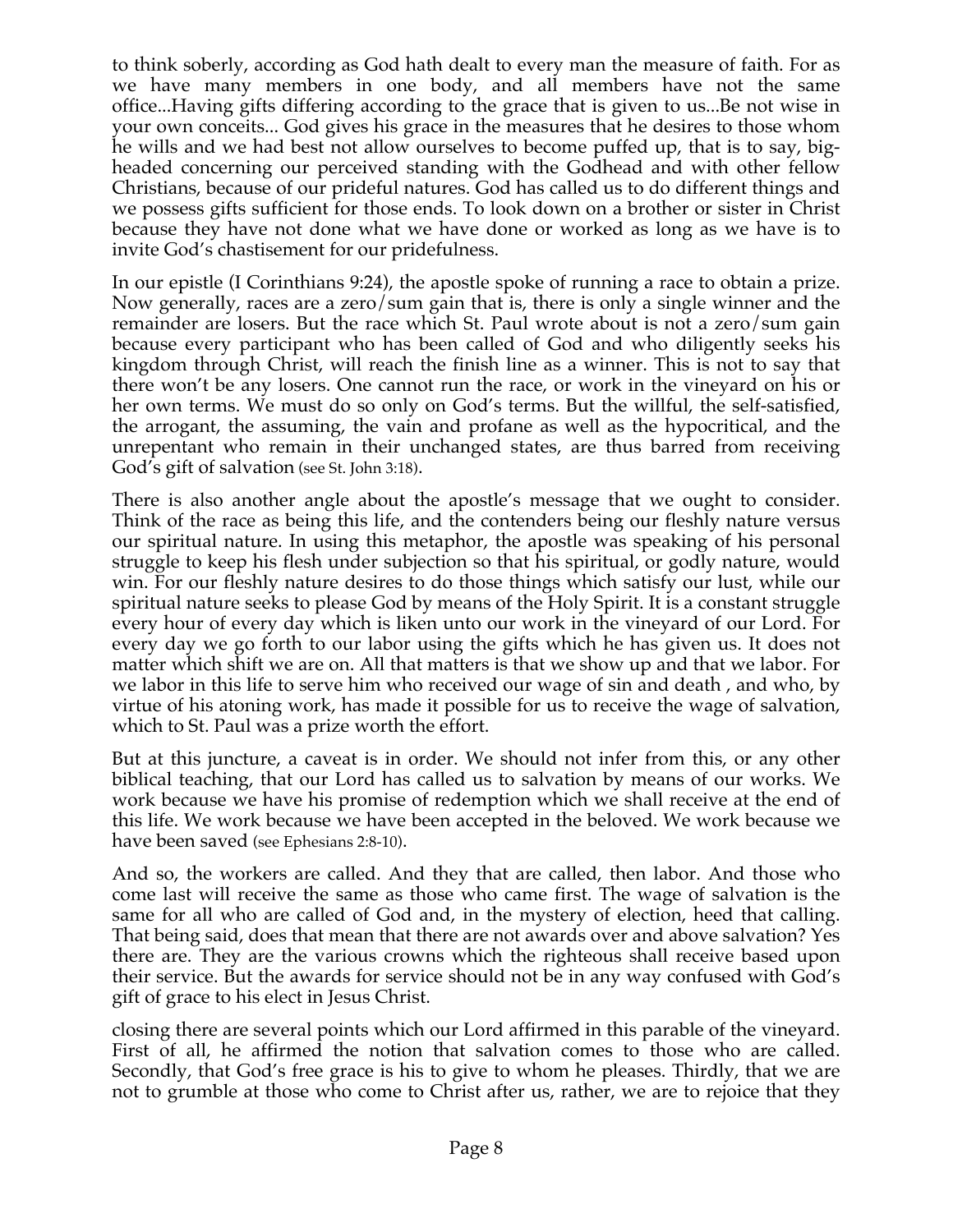to think soberly, according as God hath dealt to every man the measure of faith. For as we have many members in one body, and all members have not the same office...Having gifts differing according to the grace that is given to us...Be not wise in your own conceits... God gives his grace in the measures that he desires to those whom he wills and we had best not allow ourselves to become puffed up, that is to say, big-headed concerning our perceived standing with the Godhead and with other fellow Christians, because of our prideful natures. God has called us to do different things and we possess gifts sufficient for those ends. To look down on a brother or sister in Christ because they have not done what we have done or worked as long as we have is to invite God's chastisement for our pridefulness.

In our epistle (I Corinthians 9:24), the apostle spoke of running a race to obtain a prize. Now generally, races are a zero/sum gain that is, there is only a single winner and the remainder are losers. But the race which St. Paul wrote about is not a zero/sum gain because every participant who has been called of God and who diligently seeks his kingdom through Christ, will reach the finish line as a winner. This is not to say that there won't be any losers. One cannot run the race, or work in the vineyard on his or her own terms. We must do so only on God's terms. But the willful, the self-satisfied, the arrogant, the assuming, the vain and profane as well as the hypocritical, and the unrepentant who remain in their unchanged states, are thus barred from receiving God's gift of salvation (see St. John 3:18).

There is also another angle about the apostle's message that we ought to consider. Think of the race as being this life, and the contenders being our fleshly nature versus our spiritual nature. In using this metaphor, the apostle was speaking of his personal struggle to keep his flesh under subjection so that his spiritual, or godly nature, would win. For our fleshly nature desires to do those things which satisfy our lust, while our spiritual nature seeks to please God by means of the Holy Spirit. It is a constant struggle every hour of every day which is liken unto our work in the vineyard of our Lord. For every day we go forth to our labor using the gifts which he has given us. It does not matter which shift we are on. All that matters is that we show up and that we labor. For we labor in this life to serve him who received our wage of sin and death , and who, by virtue of his atoning work, has made it possible for us to receive the wage of salvation, which to St. Paul was a prize worth the effort.

But at this juncture, a caveat is in order. We should not infer from this, or any other biblical teaching, that our Lord has called us to salvation by means of our works. We work because we have his promise of redemption which we shall receive at the end of this life. We work because we have been accepted in the beloved. We work because we have been saved (see Ephesians 2:8-10).

And so, the workers are called. And they that are called, then labor. And those who come last will receive the same as those who came first. The wage of salvation is the same for all who are called of God and, in the mystery of election, heed that calling. That being said, does that mean that there are not awards over and above salvation? Yes there are. They are the various crowns which the righteous shall receive based upon their service. But the awards for service should not be in any way confused with God's gift of grace to his elect in Jesus Christ.

closing there are several points which our Lord affirmed in this parable of the vineyard. First of all, he affirmed the notion that salvation comes to those who are called. Secondly, that God's free grace is his to give to whom he pleases. Thirdly, that we are not to grumble at those who come to Christ after us, rather, we are to rejoice that they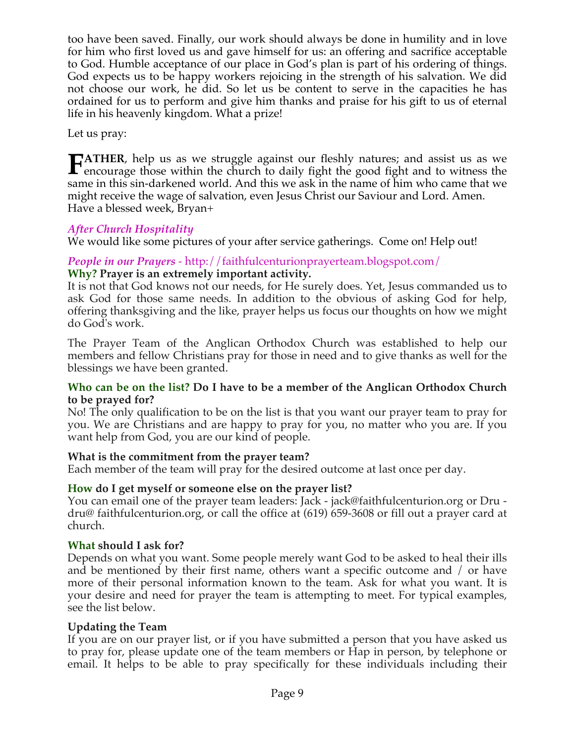too have been saved. Finally, our work should always be done in humility and in love for him who first loved us and gave himself for us: an offering and sacrifice acceptable to God. Humble acceptance of our place in God's plan is part of his ordering of things. God expects us to be happy workers rejoicing in the strength of his salvation. We did not choose our work, he did. So let us be content to serve in the capacities he has ordained for us to perform and give him thanks and praise for his gift to us of eternal life in his heavenly kingdom. What a prize!

Let us pray:

**FATHER**, help us as we struggle against our fleshly natures; and assist us as we encourage those within the church to daily fight the good fight and to witness the same in this sin-darkened world. And this we ask in the name of him who came that we might receive the wage of salvation, even Jesus Christ our Saviour and Lord. Amen.
Have a blessed week, Bryan+

### *After Church Hospitality*

We would like some pictures of your after service gatherings. Come on! Help out!

### *People in our Prayers* - http://faithfulcenturionprayerteam.blogspot.com/

**Why? Prayer is an extremely important activity.**

It is not that God knows not our needs, for He surely does. Yet, Jesus commanded us to ask God for those same needs. In addition to the obvious of asking God for help, offering thanksgiving and the like, prayer helps us focus our thoughts on how we might do God's work.

The Prayer Team of the Anglican Orthodox Church was established to help our members and fellow Christians pray for those in need and to give thanks as well for the blessings we have been granted.

**Who can be on the list? Do I have to be a member of the Anglican Orthodox Church to be prayed for?**

No! The only qualification to be on the list is that you want our prayer team to pray for you. We are Christians and are happy to pray for you, no matter who you are. If you want help from God, you are our kind of people.

**What is the commitment from the prayer team?**

Each member of the team will pray for the desired outcome at last once per day.

**How do I get myself or someone else on the prayer list?**

You can email one of the prayer team leaders: Jack - jack@faithfulcenturion.org or Dru - dru@ faithfulcenturion.org, or call the office at (619) 659-3608 or fill out a prayer card at church.

**What should I ask for?**

Depends on what you want. Some people merely want God to be asked to heal their ills and be mentioned by their first name, others want a specific outcome and / or have more of their personal information known to the team. Ask for what you want. It is your desire and need for prayer the team is attempting to meet. For typical examples, see the list below.

**Updating the Team**

If you are on our prayer list, or if you have submitted a person that you have asked us to pray for, please update one of the team members or Hap in person, by telephone or email. It helps to be able to pray specifically for these individuals including their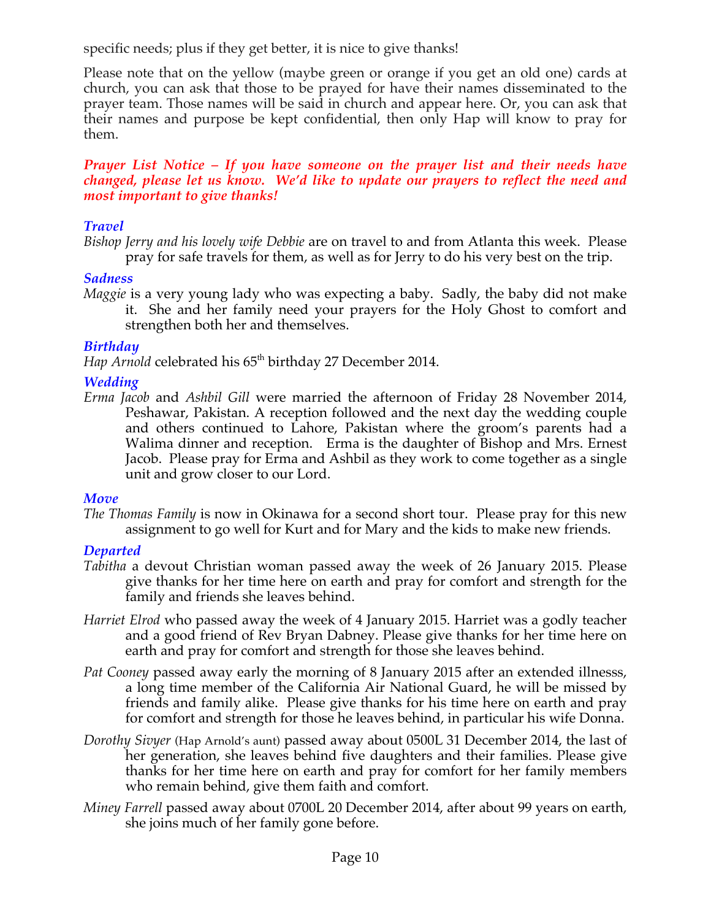specific needs; plus if they get better, it is nice to give thanks!

Please note that on the yellow (maybe green or orange if you get an old one) cards at church, you can ask that those to be prayed for have their names disseminated to the prayer team. Those names will be said in church and appear here. Or, you can ask that their names and purpose be kept confidential, then only Hap will know to pray for them.

***Prayer List Notice – If you have someone on the prayer list and their needs have changed, please let us know. We'd like to update our prayers to reflect the need and most important to give thanks!***

### *Travel*

*Bishop Jerry and his lovely wife Debbie* are on travel to and from Atlanta this week. Please pray for safe travels for them, as well as for Jerry to do his very best on the trip.

### *Sadness*

*Maggie* is a very young lady who was expecting a baby. Sadly, the baby did not make it. She and her family need your prayers for the Holy Ghost to comfort and strengthen both her and themselves.

### *Birthday*

*Hap Arnold* celebrated his 65th birthday 27 December 2014.

### *Wedding*

*Erma Jacob* and *Ashbil Gill* were married the afternoon of Friday 28 November 2014, Peshawar, Pakistan. A reception followed and the next day the wedding couple and others continued to Lahore, Pakistan where the groom's parents had a Walima dinner and reception. Erma is the daughter of Bishop and Mrs. Ernest Jacob. Please pray for Erma and Ashbil as they work to come together as a single unit and grow closer to our Lord.

### *Move*

*The Thomas Family* is now in Okinawa for a second short tour. Please pray for this new assignment to go well for Kurt and for Mary and the kids to make new friends.

### *Departed*

*Tabitha* a devout Christian woman passed away the week of 26 January 2015. Please give thanks for her time here on earth and pray for comfort and strength for the family and friends she leaves behind.

*Harriet Elrod* who passed away the week of 4 January 2015. Harriet was a godly teacher and a good friend of Rev Bryan Dabney. Please give thanks for her time here on earth and pray for comfort and strength for those she leaves behind.

*Pat Cooney* passed away early the morning of 8 January 2015 after an extended illnesss, a long time member of the California Air National Guard, he will be missed by friends and family alike. Please give thanks for his time here on earth and pray for comfort and strength for those he leaves behind, in particular his wife Donna.

*Dorothy Sivyer* (Hap Arnold's aunt) passed away about 0500L 31 December 2014, the last of her generation, she leaves behind five daughters and their families. Please give thanks for her time here on earth and pray for comfort for her family members who remain behind, give them faith and comfort.

*Miney Farrell* passed away about 0700L 20 December 2014, after about 99 years on earth, she joins much of her family gone before.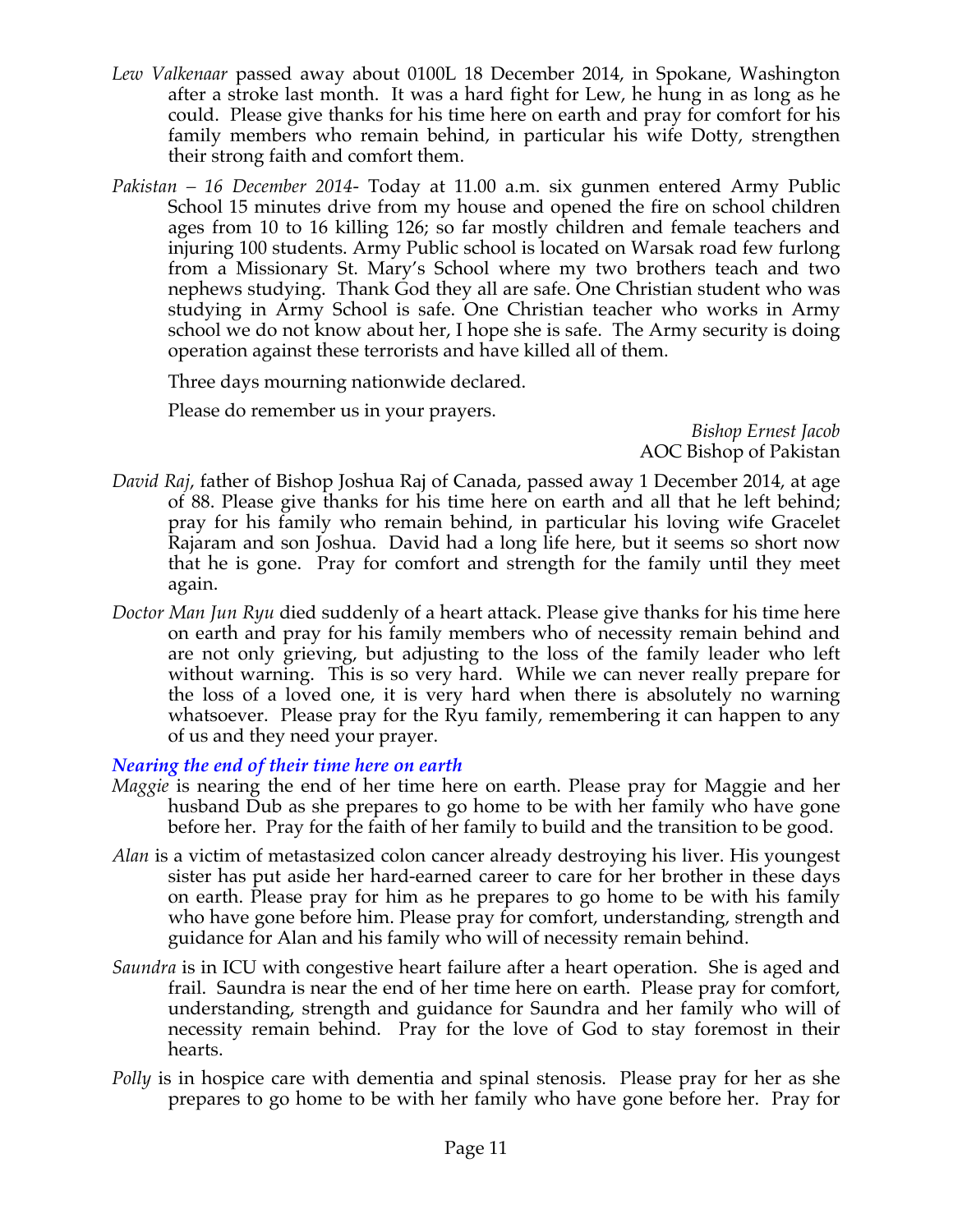*Lew Valkenaar* passed away about 0100L 18 December 2014, in Spokane, Washington after a stroke last month. It was a hard fight for Lew, he hung in as long as he could. Please give thanks for his time here on earth and pray for comfort for his family members who remain behind, in particular his wife Dotty, strengthen their strong faith and comfort them.

*Pakistan – 16 December 2014*- Today at 11.00 a.m. six gunmen entered Army Public School 15 minutes drive from my house and opened the fire on school children ages from 10 to 16 killing 126; so far mostly children and female teachers and injuring 100 students. Army Public school is located on Warsak road few furlong from a Missionary St. Mary's School where my two brothers teach and two nephews studying. Thank God they all are safe. One Christian student who was studying in Army School is safe. One Christian teacher who works in Army school we do not know about her, I hope she is safe. The Army security is doing operation against these terrorists and have killed all of them.

Three days mourning nationwide declared.

Please do remember us in your prayers.

*Bishop Ernest Jacob*
AOC Bishop of Pakistan

*David Raj*, father of Bishop Joshua Raj of Canada, passed away 1 December 2014, at age of 88. Please give thanks for his time here on earth and all that he left behind; pray for his family who remain behind, in particular his loving wife Gracelet Rajaram and son Joshua. David had a long life here, but it seems so short now that he is gone. Pray for comfort and strength for the family until they meet again.

*Doctor Man Jun Ryu* died suddenly of a heart attack. Please give thanks for his time here on earth and pray for his family members who of necessity remain behind and are not only grieving, but adjusting to the loss of the family leader who left without warning. This is so very hard. While we can never really prepare for the loss of a loved one, it is very hard when there is absolutely no warning whatsoever. Please pray for the Ryu family, remembering it can happen to any of us and they need your prayer.

### *Nearing the end of their time here on earth*

*Maggie* is nearing the end of her time here on earth. Please pray for Maggie and her husband Dub as she prepares to go home to be with her family who have gone before her. Pray for the faith of her family to build and the transition to be good.

*Alan* is a victim of metastasized colon cancer already destroying his liver. His youngest sister has put aside her hard-earned career to care for her brother in these days on earth. Please pray for him as he prepares to go home to be with his family who have gone before him. Please pray for comfort, understanding, strength and guidance for Alan and his family who will of necessity remain behind.

*Saundra* is in ICU with congestive heart failure after a heart operation. She is aged and frail. Saundra is near the end of her time here on earth. Please pray for comfort, understanding, strength and guidance for Saundra and her family who will of necessity remain behind. Pray for the love of God to stay foremost in their hearts.

*Polly* is in hospice care with dementia and spinal stenosis. Please pray for her as she prepares to go home to be with her family who have gone before her. Pray for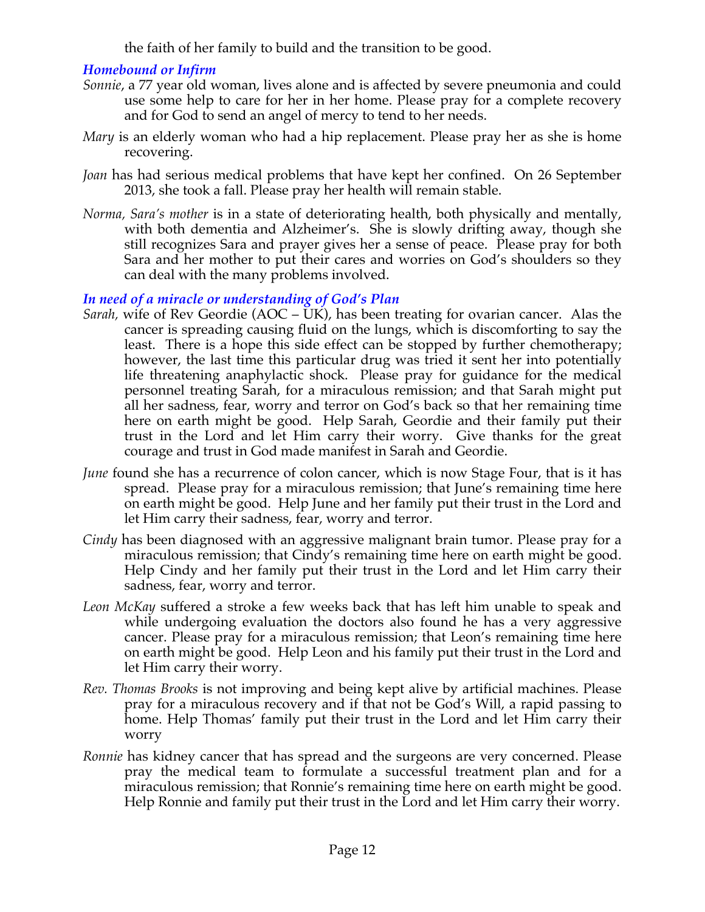the faith of her family to build and the transition to be good.

### *Homebound or Infirm*

*Sonnie*, a 77 year old woman, lives alone and is affected by severe pneumonia and could use some help to care for her in her home. Please pray for a complete recovery and for God to send an angel of mercy to tend to her needs.

*Mary* is an elderly woman who had a hip replacement. Please pray her as she is home recovering.

*Joan* has had serious medical problems that have kept her confined. On 26 September 2013, she took a fall. Please pray her health will remain stable.

*Norma, Sara's mother* is in a state of deteriorating health, both physically and mentally, with both dementia and Alzheimer's. She is slowly drifting away, though she still recognizes Sara and prayer gives her a sense of peace. Please pray for both Sara and her mother to put their cares and worries on God's shoulders so they can deal with the many problems involved.

### *In need of a miracle or understanding of God's Plan*

*Sarah,* wife of Rev Geordie (AOC – UK), has been treating for ovarian cancer. Alas the cancer is spreading causing fluid on the lungs, which is discomforting to say the least. There is a hope this side effect can be stopped by further chemotherapy; however, the last time this particular drug was tried it sent her into potentially life threatening anaphylactic shock. Please pray for guidance for the medical personnel treating Sarah, for a miraculous remission; and that Sarah might put all her sadness, fear, worry and terror on God's back so that her remaining time here on earth might be good. Help Sarah, Geordie and their family put their trust in the Lord and let Him carry their worry. Give thanks for the great courage and trust in God made manifest in Sarah and Geordie.

*June* found she has a recurrence of colon cancer, which is now Stage Four, that is it has spread. Please pray for a miraculous remission; that June's remaining time here on earth might be good. Help June and her family put their trust in the Lord and let Him carry their sadness, fear, worry and terror.

*Cindy* has been diagnosed with an aggressive malignant brain tumor. Please pray for a miraculous remission; that Cindy's remaining time here on earth might be good. Help Cindy and her family put their trust in the Lord and let Him carry their sadness, fear, worry and terror.

*Leon McKay* suffered a stroke a few weeks back that has left him unable to speak and while undergoing evaluation the doctors also found he has a very aggressive cancer. Please pray for a miraculous remission; that Leon's remaining time here on earth might be good. Help Leon and his family put their trust in the Lord and let Him carry their worry.

*Rev. Thomas Brooks* is not improving and being kept alive by artificial machines. Please pray for a miraculous recovery and if that not be God's Will, a rapid passing to home. Help Thomas' family put their trust in the Lord and let Him carry their worry

*Ronnie* has kidney cancer that has spread and the surgeons are very concerned. Please pray the medical team to formulate a successful treatment plan and for a miraculous remission; that Ronnie's remaining time here on earth might be good. Help Ronnie and family put their trust in the Lord and let Him carry their worry.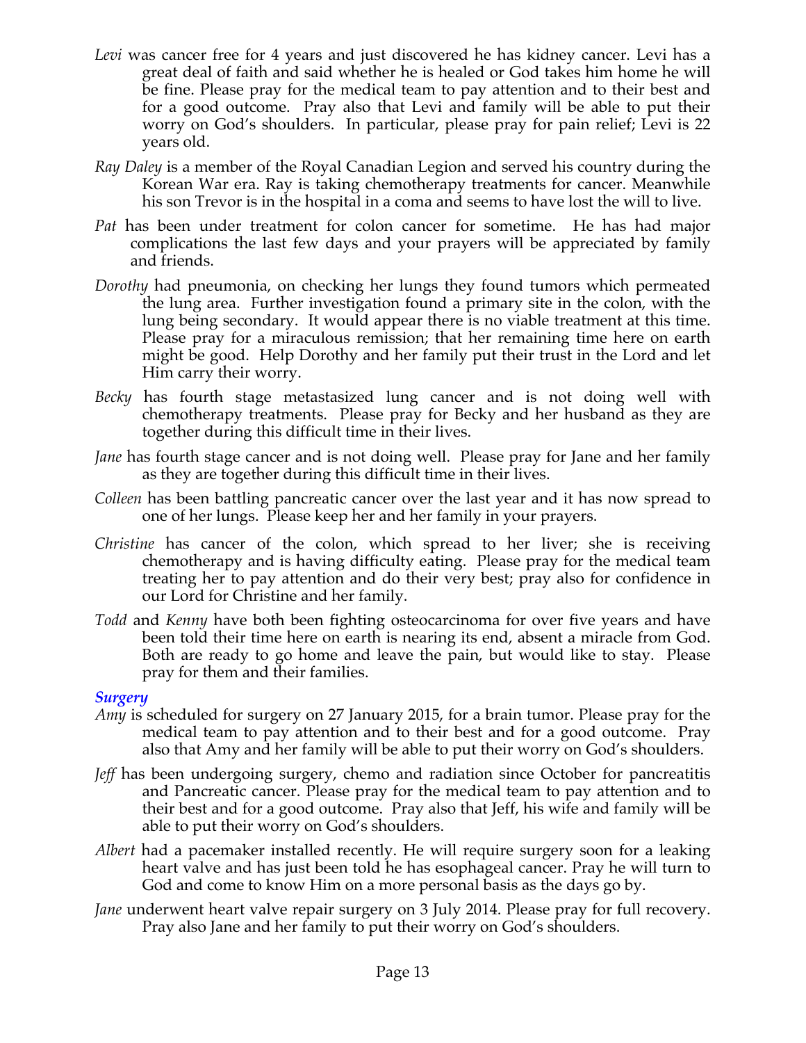*Levi* was cancer free for 4 years and just discovered he has kidney cancer. Levi has a great deal of faith and said whether he is healed or God takes him home he will be fine. Please pray for the medical team to pay attention and to their best and for a good outcome. Pray also that Levi and family will be able to put their worry on God's shoulders. In particular, please pray for pain relief; Levi is 22 years old.

*Ray Daley* is a member of the Royal Canadian Legion and served his country during the Korean War era. Ray is taking chemotherapy treatments for cancer. Meanwhile his son Trevor is in the hospital in a coma and seems to have lost the will to live.

*Pat* has been under treatment for colon cancer for sometime. He has had major complications the last few days and your prayers will be appreciated by family and friends.

*Dorothy* had pneumonia, on checking her lungs they found tumors which permeated the lung area. Further investigation found a primary site in the colon, with the lung being secondary. It would appear there is no viable treatment at this time. Please pray for a miraculous remission; that her remaining time here on earth might be good. Help Dorothy and her family put their trust in the Lord and let Him carry their worry.

*Becky* has fourth stage metastasized lung cancer and is not doing well with chemotherapy treatments. Please pray for Becky and her husband as they are together during this difficult time in their lives.

*Jane* has fourth stage cancer and is not doing well. Please pray for Jane and her family as they are together during this difficult time in their lives.

*Colleen* has been battling pancreatic cancer over the last year and it has now spread to one of her lungs. Please keep her and her family in your prayers.

*Christine* has cancer of the colon, which spread to her liver; she is receiving chemotherapy and is having difficulty eating. Please pray for the medical team treating her to pay attention and do their very best; pray also for confidence in our Lord for Christine and her family.

*Todd* and *Kenny* have both been fighting osteocarcinoma for over five years and have been told their time here on earth is nearing its end, absent a miracle from God. Both are ready to go home and leave the pain, but would like to stay. Please pray for them and their families.

### ***Surgery***

*Amy* is scheduled for surgery on 27 January 2015, for a brain tumor. Please pray for the medical team to pay attention and to their best and for a good outcome. Pray also that Amy and her family will be able to put their worry on God's shoulders.

*Jeff* has been undergoing surgery, chemo and radiation since October for pancreatitis and Pancreatic cancer. Please pray for the medical team to pay attention and to their best and for a good outcome. Pray also that Jeff, his wife and family will be able to put their worry on God's shoulders.

*Albert* had a pacemaker installed recently. He will require surgery soon for a leaking heart valve and has just been told he has esophageal cancer. Pray he will turn to God and come to know Him on a more personal basis as the days go by.

*Jane* underwent heart valve repair surgery on 3 July 2014. Please pray for full recovery. Pray also Jane and her family to put their worry on God's shoulders.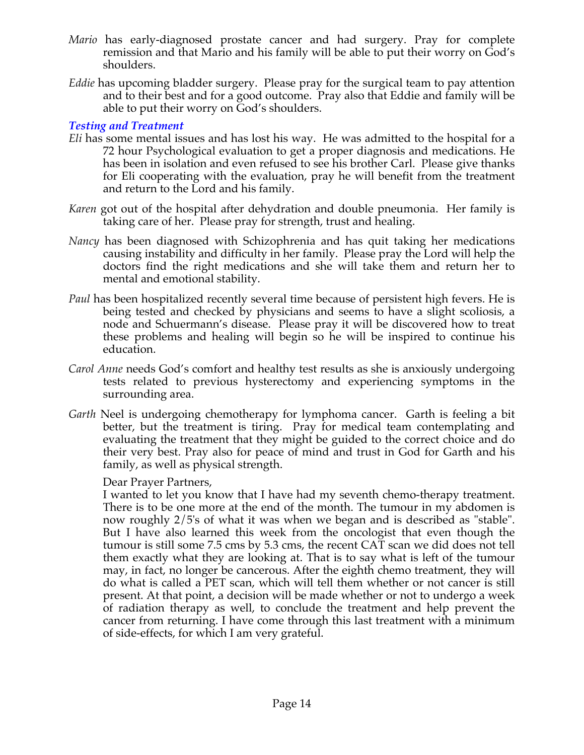*Mario* has early-diagnosed prostate cancer and had surgery. Pray for complete remission and that Mario and his family will be able to put their worry on God's shoulders.

*Eddie* has upcoming bladder surgery. Please pray for the surgical team to pay attention and to their best and for a good outcome. Pray also that Eddie and family will be able to put their worry on God's shoulders.

### *Testing and Treatment*

*Eli* has some mental issues and has lost his way. He was admitted to the hospital for a 72 hour Psychological evaluation to get a proper diagnosis and medications. He has been in isolation and even refused to see his brother Carl. Please give thanks for Eli cooperating with the evaluation, pray he will benefit from the treatment and return to the Lord and his family.

*Karen* got out of the hospital after dehydration and double pneumonia. Her family is taking care of her. Please pray for strength, trust and healing.

*Nancy* has been diagnosed with Schizophrenia and has quit taking her medications causing instability and difficulty in her family. Please pray the Lord will help the doctors find the right medications and she will take them and return her to mental and emotional stability.

*Paul* has been hospitalized recently several time because of persistent high fevers. He is being tested and checked by physicians and seems to have a slight scoliosis, a node and Schuermann's disease. Please pray it will be discovered how to treat these problems and healing will begin so he will be inspired to continue his education.

*Carol Anne* needs God's comfort and healthy test results as she is anxiously undergoing tests related to previous hysterectomy and experiencing symptoms in the surrounding area.

*Garth* Neel is undergoing chemotherapy for lymphoma cancer. Garth is feeling a bit better, but the treatment is tiring. Pray for medical team contemplating and evaluating the treatment that they might be guided to the correct choice and do their very best. Pray also for peace of mind and trust in God for Garth and his family, as well as physical strength.

Dear Prayer Partners,
I wanted to let you know that I have had my seventh chemo-therapy treatment. There is to be one more at the end of the month. The tumour in my abdomen is now roughly 2/5's of what it was when we began and is described as "stable". But I have also learned this week from the oncologist that even though the tumour is still some 7.5 cms by 5.3 cms, the recent CAT scan we did does not tell them exactly what they are looking at. That is to say what is left of the tumour may, in fact, no longer be cancerous. After the eighth chemo treatment, they will do what is called a PET scan, which will tell them whether or not cancer is still present. At that point, a decision will be made whether or not to undergo a week of radiation therapy as well, to conclude the treatment and help prevent the cancer from returning. I have come through this last treatment with a minimum of side-effects, for which I am very grateful.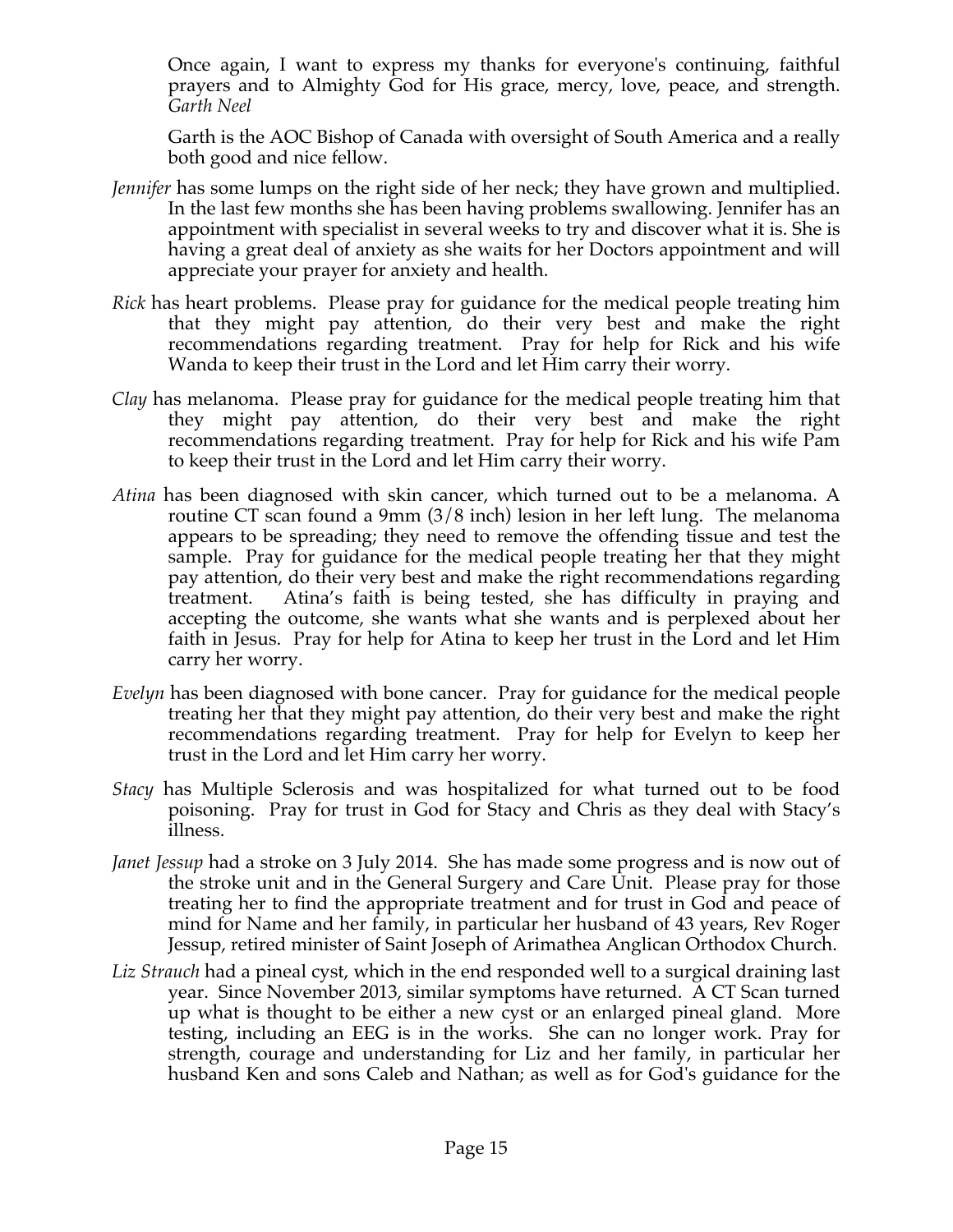Once again, I want to express my thanks for everyone's continuing, faithful prayers and to Almighty God for His grace, mercy, love, peace, and strength. *Garth Neel*

Garth is the AOC Bishop of Canada with oversight of South America and a really both good and nice fellow.

- *Jennifer* has some lumps on the right side of her neck; they have grown and multiplied. In the last few months she has been having problems swallowing. Jennifer has an appointment with specialist in several weeks to try and discover what it is. She is having a great deal of anxiety as she waits for her Doctors appointment and will appreciate your prayer for anxiety and health.
- *Rick* has heart problems. Please pray for guidance for the medical people treating him that they might pay attention, do their very best and make the right recommendations regarding treatment. Pray for help for Rick and his wife Wanda to keep their trust in the Lord and let Him carry their worry.
- *Clay* has melanoma. Please pray for guidance for the medical people treating him that they might pay attention, do their very best and make the right recommendations regarding treatment. Pray for help for Rick and his wife Pam to keep their trust in the Lord and let Him carry their worry.
- *Atina* has been diagnosed with skin cancer, which turned out to be a melanoma. A routine CT scan found a 9mm (3/8 inch) lesion in her left lung. The melanoma appears to be spreading; they need to remove the offending tissue and test the sample. Pray for guidance for the medical people treating her that they might pay attention, do their very best and make the right recommendations regarding treatment. Atina's faith is being tested, she has difficulty in praying and accepting the outcome, she wants what she wants and is perplexed about her faith in Jesus. Pray for help for Atina to keep her trust in the Lord and let Him carry her worry.
- *Evelyn* has been diagnosed with bone cancer. Pray for guidance for the medical people treating her that they might pay attention, do their very best and make the right recommendations regarding treatment. Pray for help for Evelyn to keep her trust in the Lord and let Him carry her worry.
- *Stacy* has Multiple Sclerosis and was hospitalized for what turned out to be food poisoning. Pray for trust in God for Stacy and Chris as they deal with Stacy's illness.
- *Janet Jessup* had a stroke on 3 July 2014. She has made some progress and is now out of the stroke unit and in the General Surgery and Care Unit. Please pray for those treating her to find the appropriate treatment and for trust in God and peace of mind for Name and her family, in particular her husband of 43 years, Rev Roger Jessup, retired minister of Saint Joseph of Arimathea Anglican Orthodox Church.
- *Liz Strauch* had a pineal cyst, which in the end responded well to a surgical draining last year. Since November 2013, similar symptoms have returned. A CT Scan turned up what is thought to be either a new cyst or an enlarged pineal gland. More testing, including an EEG is in the works. She can no longer work. Pray for strength, courage and understanding for Liz and her family, in particular her husband Ken and sons Caleb and Nathan; as well as for God's guidance for the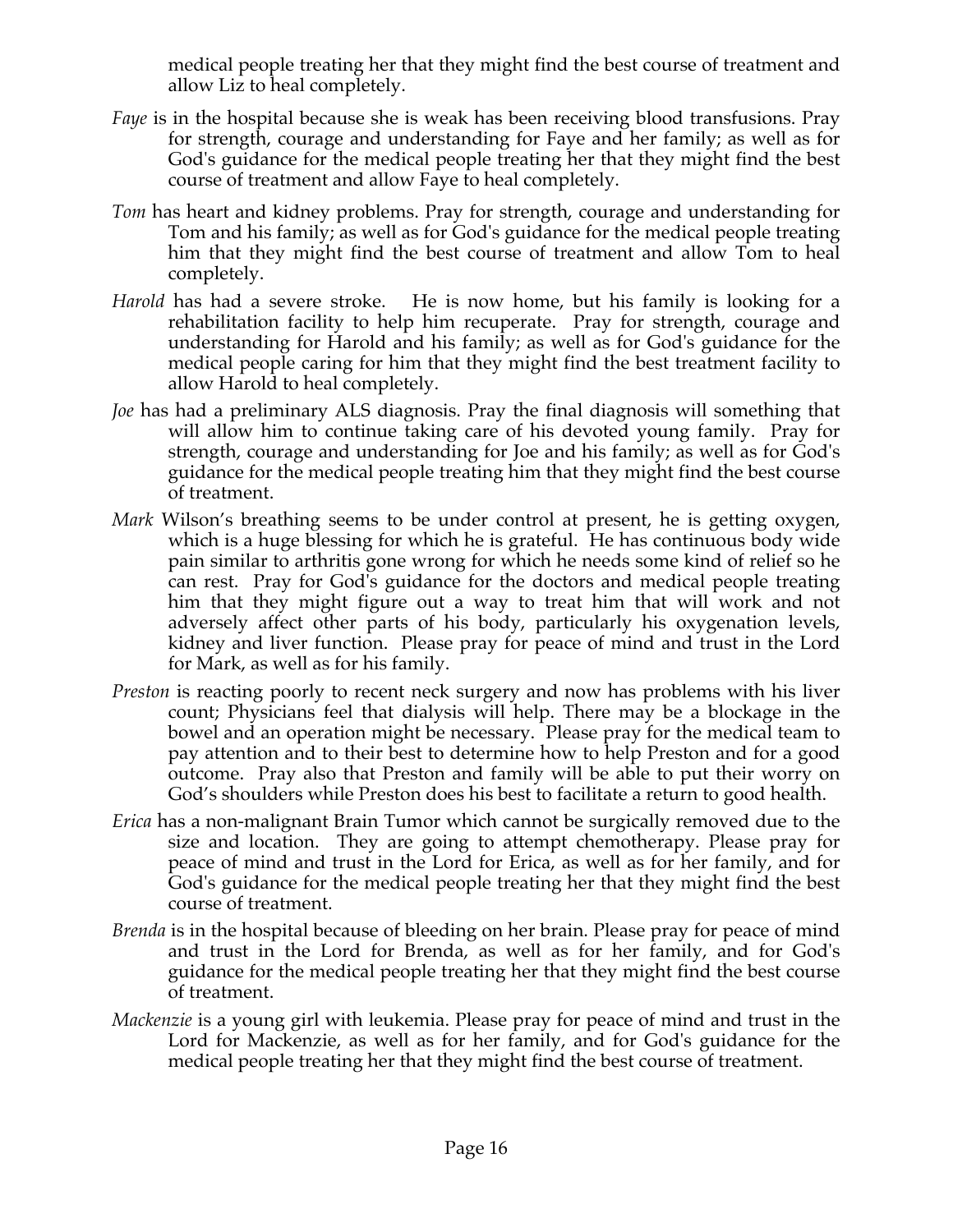medical people treating her that they might find the best course of treatment and allow Liz to heal completely.

*Faye* is in the hospital because she is weak has been receiving blood transfusions. Pray for strength, courage and understanding for Faye and her family; as well as for God's guidance for the medical people treating her that they might find the best course of treatment and allow Faye to heal completely.

*Tom* has heart and kidney problems. Pray for strength, courage and understanding for Tom and his family; as well as for God's guidance for the medical people treating him that they might find the best course of treatment and allow Tom to heal completely.

*Harold* has had a severe stroke. He is now home, but his family is looking for a rehabilitation facility to help him recuperate. Pray for strength, courage and understanding for Harold and his family; as well as for God's guidance for the medical people caring for him that they might find the best treatment facility to allow Harold to heal completely.

*Joe* has had a preliminary ALS diagnosis. Pray the final diagnosis will something that will allow him to continue taking care of his devoted young family. Pray for strength, courage and understanding for Joe and his family; as well as for God's guidance for the medical people treating him that they might find the best course of treatment.

*Mark* Wilson's breathing seems to be under control at present, he is getting oxygen, which is a huge blessing for which he is grateful. He has continuous body wide pain similar to arthritis gone wrong for which he needs some kind of relief so he can rest. Pray for God's guidance for the doctors and medical people treating him that they might figure out a way to treat him that will work and not adversely affect other parts of his body, particularly his oxygenation levels, kidney and liver function. Please pray for peace of mind and trust in the Lord for Mark, as well as for his family.

*Preston* is reacting poorly to recent neck surgery and now has problems with his liver count; Physicians feel that dialysis will help. There may be a blockage in the bowel and an operation might be necessary. Please pray for the medical team to pay attention and to their best to determine how to help Preston and for a good outcome. Pray also that Preston and family will be able to put their worry on God's shoulders while Preston does his best to facilitate a return to good health.

*Erica* has a non-malignant Brain Tumor which cannot be surgically removed due to the size and location. They are going to attempt chemotherapy. Please pray for peace of mind and trust in the Lord for Erica, as well as for her family, and for God's guidance for the medical people treating her that they might find the best course of treatment.

*Brenda* is in the hospital because of bleeding on her brain. Please pray for peace of mind and trust in the Lord for Brenda, as well as for her family, and for God's guidance for the medical people treating her that they might find the best course of treatment.

*Mackenzie* is a young girl with leukemia. Please pray for peace of mind and trust in the Lord for Mackenzie, as well as for her family, and for God's guidance for the medical people treating her that they might find the best course of treatment.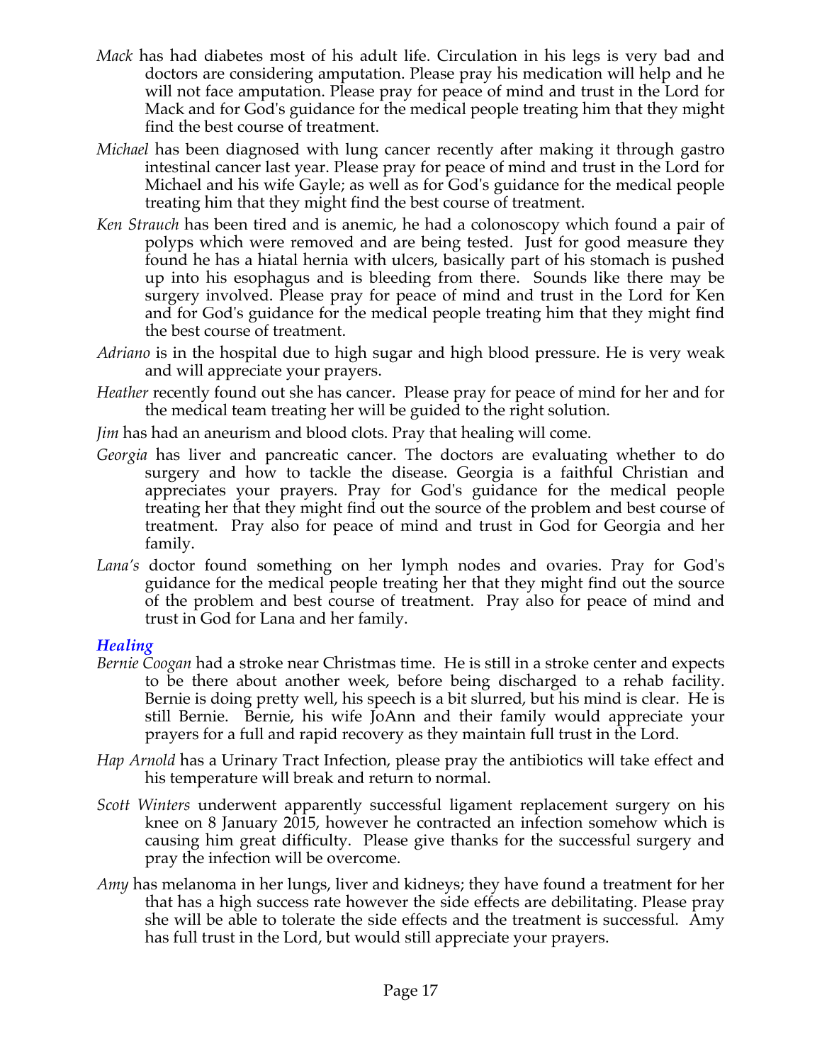*Mack* has had diabetes most of his adult life. Circulation in his legs is very bad and doctors are considering amputation. Please pray his medication will help and he will not face amputation. Please pray for peace of mind and trust in the Lord for Mack and for God's guidance for the medical people treating him that they might find the best course of treatment.

*Michael* has been diagnosed with lung cancer recently after making it through gastro intestinal cancer last year. Please pray for peace of mind and trust in the Lord for Michael and his wife Gayle; as well as for God's guidance for the medical people treating him that they might find the best course of treatment.

*Ken Strauch* has been tired and is anemic, he had a colonoscopy which found a pair of polyps which were removed and are being tested. Just for good measure they found he has a hiatal hernia with ulcers, basically part of his stomach is pushed up into his esophagus and is bleeding from there. Sounds like there may be surgery involved. Please pray for peace of mind and trust in the Lord for Ken and for God's guidance for the medical people treating him that they might find the best course of treatment.

*Adriano* is in the hospital due to high sugar and high blood pressure. He is very weak and will appreciate your prayers.

*Heather* recently found out she has cancer. Please pray for peace of mind for her and for the medical team treating her will be guided to the right solution.

*Jim* has had an aneurism and blood clots. Pray that healing will come.

*Georgia* has liver and pancreatic cancer. The doctors are evaluating whether to do surgery and how to tackle the disease. Georgia is a faithful Christian and appreciates your prayers. Pray for God's guidance for the medical people treating her that they might find out the source of the problem and best course of treatment. Pray also for peace of mind and trust in God for Georgia and her family.

*Lana's* doctor found something on her lymph nodes and ovaries. Pray for God's guidance for the medical people treating her that they might find out the source of the problem and best course of treatment. Pray also for peace of mind and trust in God for Lana and her family.

### *Healing*

*Bernie Coogan* had a stroke near Christmas time. He is still in a stroke center and expects to be there about another week, before being discharged to a rehab facility. Bernie is doing pretty well, his speech is a bit slurred, but his mind is clear. He is still Bernie. Bernie, his wife JoAnn and their family would appreciate your prayers for a full and rapid recovery as they maintain full trust in the Lord.

*Hap Arnold* has a Urinary Tract Infection, please pray the antibiotics will take effect and his temperature will break and return to normal.

*Scott Winters* underwent apparently successful ligament replacement surgery on his knee on 8 January 2015, however he contracted an infection somehow which is causing him great difficulty. Please give thanks for the successful surgery and pray the infection will be overcome.

*Amy* has melanoma in her lungs, liver and kidneys; they have found a treatment for her that has a high success rate however the side effects are debilitating. Please pray she will be able to tolerate the side effects and the treatment is successful. Amy has full trust in the Lord, but would still appreciate your prayers.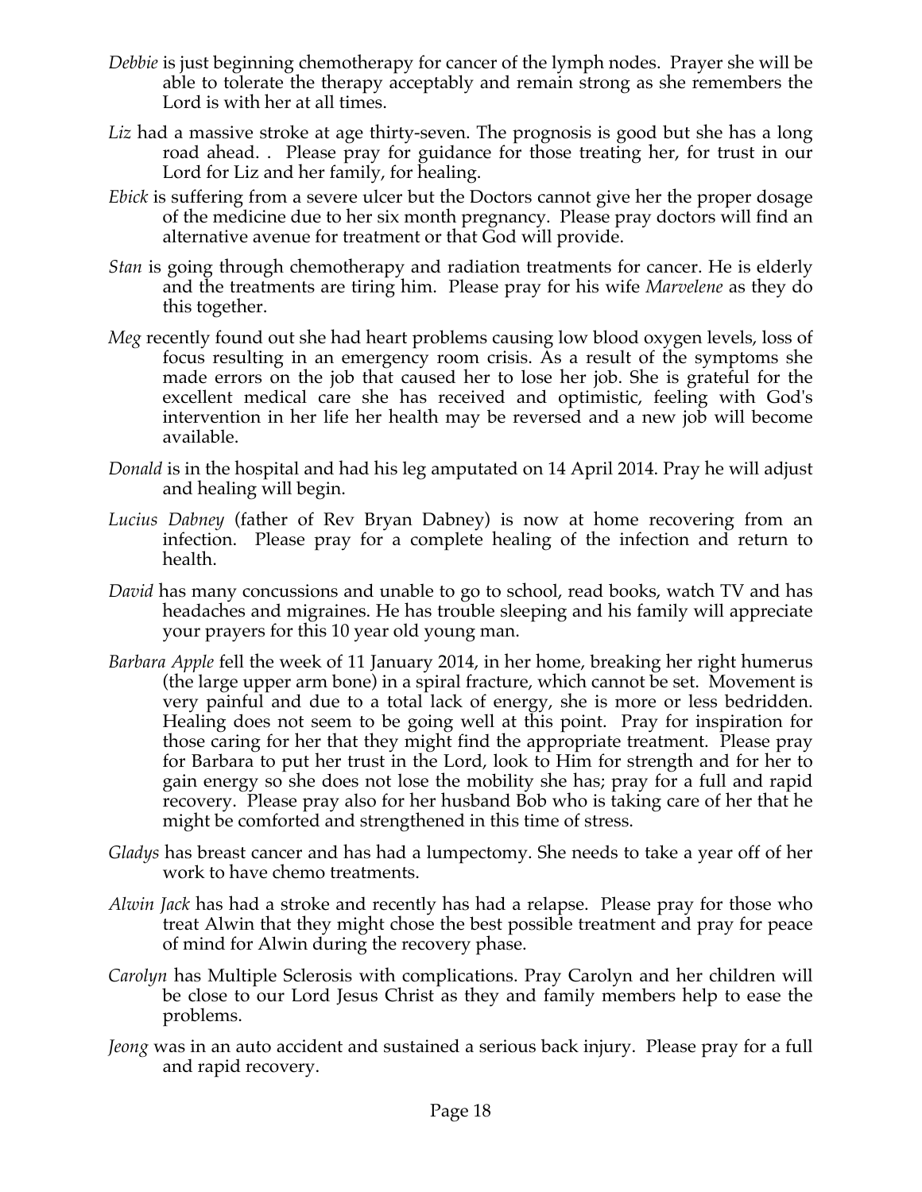*Debbie* is just beginning chemotherapy for cancer of the lymph nodes. Prayer she will be able to tolerate the therapy acceptably and remain strong as she remembers the Lord is with her at all times.

*Liz* had a massive stroke at age thirty-seven. The prognosis is good but she has a long road ahead. . Please pray for guidance for those treating her, for trust in our Lord for Liz and her family, for healing.

*Ebick* is suffering from a severe ulcer but the Doctors cannot give her the proper dosage of the medicine due to her six month pregnancy. Please pray doctors will find an alternative avenue for treatment or that God will provide.

*Stan* is going through chemotherapy and radiation treatments for cancer. He is elderly and the treatments are tiring him. Please pray for his wife *Marvelene* as they do this together.

*Meg* recently found out she had heart problems causing low blood oxygen levels, loss of focus resulting in an emergency room crisis. As a result of the symptoms she made errors on the job that caused her to lose her job. She is grateful for the excellent medical care she has received and optimistic, feeling with God's intervention in her life her health may be reversed and a new job will become available.

*Donald* is in the hospital and had his leg amputated on 14 April 2014. Pray he will adjust and healing will begin.

*Lucius Dabney* (father of Rev Bryan Dabney) is now at home recovering from an infection. Please pray for a complete healing of the infection and return to health.

*David* has many concussions and unable to go to school, read books, watch TV and has headaches and migraines. He has trouble sleeping and his family will appreciate your prayers for this 10 year old young man.

*Barbara Apple* fell the week of 11 January 2014, in her home, breaking her right humerus (the large upper arm bone) in a spiral fracture, which cannot be set. Movement is very painful and due to a total lack of energy, she is more or less bedridden. Healing does not seem to be going well at this point. Pray for inspiration for those caring for her that they might find the appropriate treatment. Please pray for Barbara to put her trust in the Lord, look to Him for strength and for her to gain energy so she does not lose the mobility she has; pray for a full and rapid recovery. Please pray also for her husband Bob who is taking care of her that he might be comforted and strengthened in this time of stress.

*Gladys* has breast cancer and has had a lumpectomy. She needs to take a year off of her work to have chemo treatments.

*Alwin Jack* has had a stroke and recently has had a relapse. Please pray for those who treat Alwin that they might chose the best possible treatment and pray for peace of mind for Alwin during the recovery phase.

*Carolyn* has Multiple Sclerosis with complications. Pray Carolyn and her children will be close to our Lord Jesus Christ as they and family members help to ease the problems.

*Jeong* was in an auto accident and sustained a serious back injury. Please pray for a full and rapid recovery.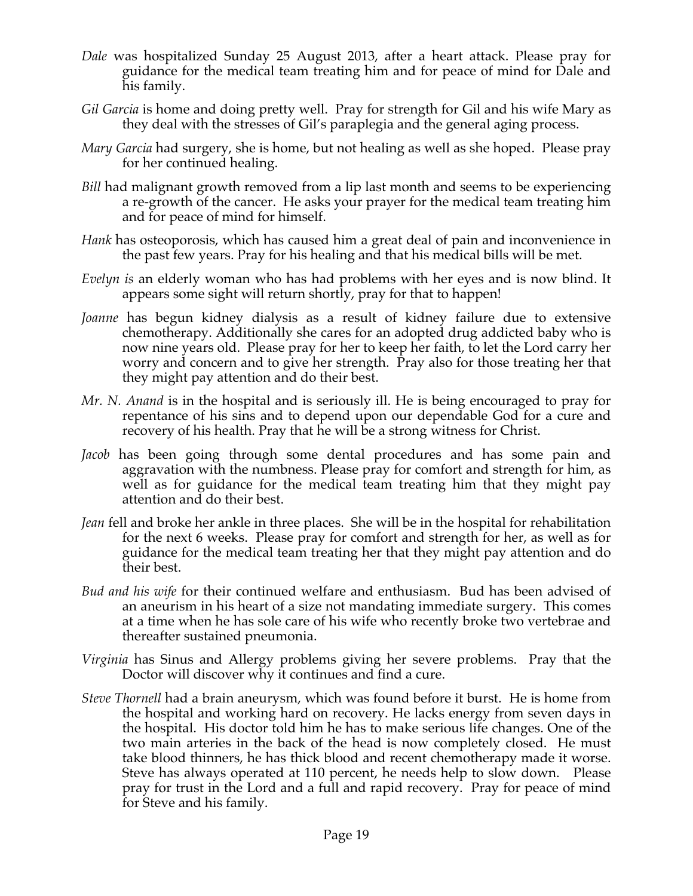*Dale* was hospitalized Sunday 25 August 2013, after a heart attack. Please pray for guidance for the medical team treating him and for peace of mind for Dale and his family.

*Gil Garcia* is home and doing pretty well. Pray for strength for Gil and his wife Mary as they deal with the stresses of Gil's paraplegia and the general aging process.

*Mary Garcia* had surgery, she is home, but not healing as well as she hoped. Please pray for her continued healing.

*Bill* had malignant growth removed from a lip last month and seems to be experiencing a re-growth of the cancer. He asks your prayer for the medical team treating him and for peace of mind for himself.

*Hank* has osteoporosis, which has caused him a great deal of pain and inconvenience in the past few years. Pray for his healing and that his medical bills will be met.

*Evelyn is* an elderly woman who has had problems with her eyes and is now blind. It appears some sight will return shortly, pray for that to happen!

*Joanne* has begun kidney dialysis as a result of kidney failure due to extensive chemotherapy. Additionally she cares for an adopted drug addicted baby who is now nine years old. Please pray for her to keep her faith, to let the Lord carry her worry and concern and to give her strength. Pray also for those treating her that they might pay attention and do their best.

*Mr. N. Anand* is in the hospital and is seriously ill. He is being encouraged to pray for repentance of his sins and to depend upon our dependable God for a cure and recovery of his health. Pray that he will be a strong witness for Christ.

*Jacob* has been going through some dental procedures and has some pain and aggravation with the numbness. Please pray for comfort and strength for him, as well as for guidance for the medical team treating him that they might pay attention and do their best.

*Jean* fell and broke her ankle in three places. She will be in the hospital for rehabilitation for the next 6 weeks. Please pray for comfort and strength for her, as well as for guidance for the medical team treating her that they might pay attention and do their best.

*Bud and his wife* for their continued welfare and enthusiasm. Bud has been advised of an aneurism in his heart of a size not mandating immediate surgery. This comes at a time when he has sole care of his wife who recently broke two vertebrae and thereafter sustained pneumonia.

*Virginia* has Sinus and Allergy problems giving her severe problems. Pray that the Doctor will discover why it continues and find a cure.

*Steve Thornell* had a brain aneurysm, which was found before it burst. He is home from the hospital and working hard on recovery. He lacks energy from seven days in the hospital. His doctor told him he has to make serious life changes. One of the two main arteries in the back of the head is now completely closed. He must take blood thinners, he has thick blood and recent chemotherapy made it worse. Steve has always operated at 110 percent, he needs help to slow down. Please pray for trust in the Lord and a full and rapid recovery. Pray for peace of mind for Steve and his family.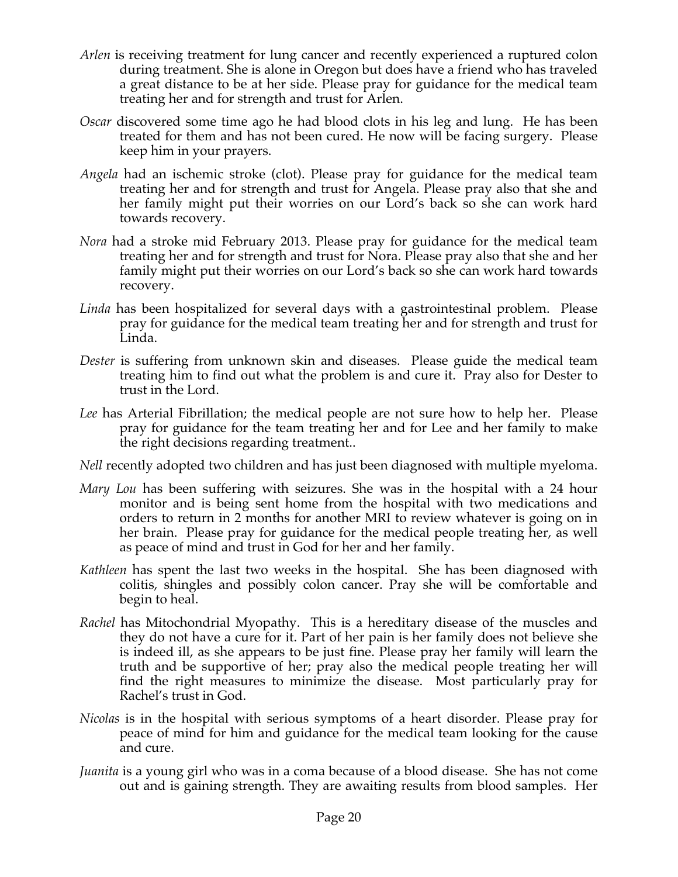*Arlen* is receiving treatment for lung cancer and recently experienced a ruptured colon during treatment. She is alone in Oregon but does have a friend who has traveled a great distance to be at her side. Please pray for guidance for the medical team treating her and for strength and trust for Arlen.

*Oscar* discovered some time ago he had blood clots in his leg and lung. He has been treated for them and has not been cured. He now will be facing surgery. Please keep him in your prayers.

*Angela* had an ischemic stroke (clot). Please pray for guidance for the medical team treating her and for strength and trust for Angela. Please pray also that she and her family might put their worries on our Lord's back so she can work hard towards recovery.

*Nora* had a stroke mid February 2013. Please pray for guidance for the medical team treating her and for strength and trust for Nora. Please pray also that she and her family might put their worries on our Lord's back so she can work hard towards recovery.

*Linda* has been hospitalized for several days with a gastrointestinal problem. Please pray for guidance for the medical team treating her and for strength and trust for Linda.

*Dester* is suffering from unknown skin and diseases. Please guide the medical team treating him to find out what the problem is and cure it. Pray also for Dester to trust in the Lord.

*Lee* has Arterial Fibrillation; the medical people are not sure how to help her. Please pray for guidance for the team treating her and for Lee and her family to make the right decisions regarding treatment..

*Nell* recently adopted two children and has just been diagnosed with multiple myeloma.

*Mary Lou* has been suffering with seizures. She was in the hospital with a 24 hour monitor and is being sent home from the hospital with two medications and orders to return in 2 months for another MRI to review whatever is going on in her brain. Please pray for guidance for the medical people treating her, as well as peace of mind and trust in God for her and her family.

*Kathleen* has spent the last two weeks in the hospital. She has been diagnosed with colitis, shingles and possibly colon cancer. Pray she will be comfortable and begin to heal.

*Rachel* has Mitochondrial Myopathy. This is a hereditary disease of the muscles and they do not have a cure for it. Part of her pain is her family does not believe she is indeed ill, as she appears to be just fine. Please pray her family will learn the truth and be supportive of her; pray also the medical people treating her will find the right measures to minimize the disease. Most particularly pray for Rachel's trust in God.

*Nicolas* is in the hospital with serious symptoms of a heart disorder. Please pray for peace of mind for him and guidance for the medical team looking for the cause and cure.

*Juanita* is a young girl who was in a coma because of a blood disease. She has not come out and is gaining strength. They are awaiting results from blood samples. Her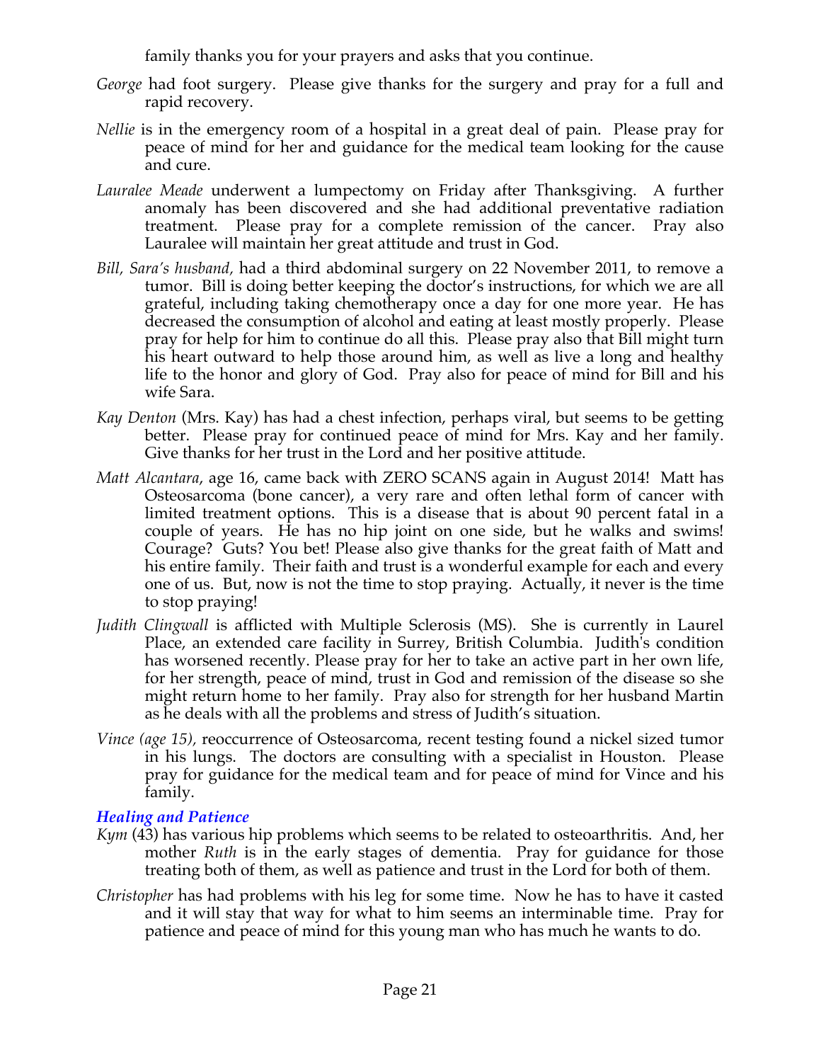family thanks you for your prayers and asks that you continue.

*George* had foot surgery. Please give thanks for the surgery and pray for a full and rapid recovery.

*Nellie* is in the emergency room of a hospital in a great deal of pain. Please pray for peace of mind for her and guidance for the medical team looking for the cause and cure.

*Lauralee Meade* underwent a lumpectomy on Friday after Thanksgiving. A further anomaly has been discovered and she had additional preventative radiation treatment. Please pray for a complete remission of the cancer. Pray also Lauralee will maintain her great attitude and trust in God.

*Bill, Sara's husband,* had a third abdominal surgery on 22 November 2011, to remove a tumor. Bill is doing better keeping the doctor's instructions, for which we are all grateful, including taking chemotherapy once a day for one more year. He has decreased the consumption of alcohol and eating at least mostly properly. Please pray for help for him to continue do all this. Please pray also that Bill might turn his heart outward to help those around him, as well as live a long and healthy life to the honor and glory of God. Pray also for peace of mind for Bill and his wife Sara.

*Kay Denton* (Mrs. Kay) has had a chest infection, perhaps viral, but seems to be getting better. Please pray for continued peace of mind for Mrs. Kay and her family. Give thanks for her trust in the Lord and her positive attitude.

*Matt Alcantara*, age 16, came back with ZERO SCANS again in August 2014! Matt has Osteosarcoma (bone cancer), a very rare and often lethal form of cancer with limited treatment options. This is a disease that is about 90 percent fatal in a couple of years. He has no hip joint on one side, but he walks and swims! Courage? Guts? You bet! Please also give thanks for the great faith of Matt and his entire family. Their faith and trust is a wonderful example for each and every one of us. But, now is not the time to stop praying. Actually, it never is the time to stop praying!

*Judith Clingwall* is afflicted with Multiple Sclerosis (MS). She is currently in Laurel Place, an extended care facility in Surrey, British Columbia. Judith's condition has worsened recently. Please pray for her to take an active part in her own life, for her strength, peace of mind, trust in God and remission of the disease so she might return home to her family. Pray also for strength for her husband Martin as he deals with all the problems and stress of Judith's situation.

*Vince (age 15),* reoccurrence of Osteosarcoma, recent testing found a nickel sized tumor in his lungs. The doctors are consulting with a specialist in Houston. Please pray for guidance for the medical team and for peace of mind for Vince and his family.

### *Healing and Patience*

*Kym* (43) has various hip problems which seems to be related to osteoarthritis. And, her mother *Ruth* is in the early stages of dementia. Pray for guidance for those treating both of them, as well as patience and trust in the Lord for both of them.

*Christopher* has had problems with his leg for some time. Now he has to have it casted and it will stay that way for what to him seems an interminable time. Pray for patience and peace of mind for this young man who has much he wants to do.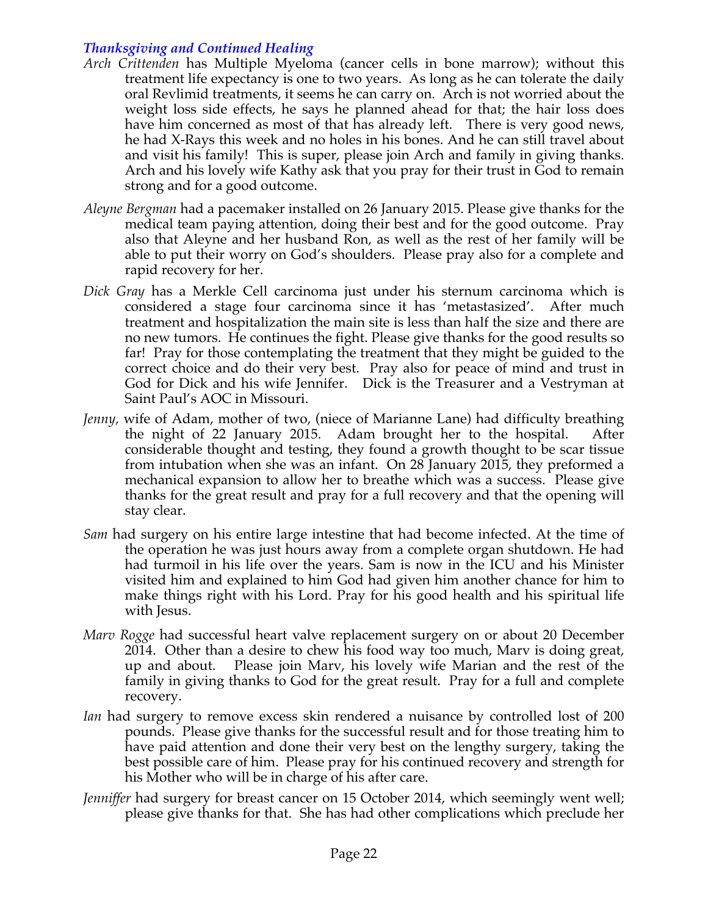### *Thanksgiving and Continued Healing*

*Arch Crittenden* has Multiple Myeloma (cancer cells in bone marrow); without this treatment life expectancy is one to two years. As long as he can tolerate the daily oral Revlimid treatments, it seems he can carry on. Arch is not worried about the weight loss side effects, he says he planned ahead for that; the hair loss does have him concerned as most of that has already left. There is very good news, he had X-Rays this week and no holes in his bones. And he can still travel about and visit his family! This is super, please join Arch and family in giving thanks. Arch and his lovely wife Kathy ask that you pray for their trust in God to remain strong and for a good outcome.

*Aleyne Bergman* had a pacemaker installed on 26 January 2015. Please give thanks for the medical team paying attention, doing their best and for the good outcome. Pray also that Aleyne and her husband Ron, as well as the rest of her family will be able to put their worry on God's shoulders. Please pray also for a complete and rapid recovery for her.

*Dick Gray* has a Merkle Cell carcinoma just under his sternum carcinoma which is considered a stage four carcinoma since it has 'metastasized'. After much treatment and hospitalization the main site is less than half the size and there are no new tumors. He continues the fight. Please give thanks for the good results so far! Pray for those contemplating the treatment that they might be guided to the correct choice and do their very best. Pray also for peace of mind and trust in God for Dick and his wife Jennifer. Dick is the Treasurer and a Vestryman at Saint Paul's AOC in Missouri.

*Jenny,* wife of Adam, mother of two, (niece of Marianne Lane) had difficulty breathing the night of 22 January 2015. Adam brought her to the hospital. After considerable thought and testing, they found a growth thought to be scar tissue from intubation when she was an infant. On 28 January 2015, they preformed a mechanical expansion to allow her to breathe which was a success. Please give thanks for the great result and pray for a full recovery and that the opening will stay clear.

*Sam* had surgery on his entire large intestine that had become infected. At the time of the operation he was just hours away from a complete organ shutdown. He had had turmoil in his life over the years. Sam is now in the ICU and his Minister visited him and explained to him God had given him another chance for him to make things right with his Lord. Pray for his good health and his spiritual life with Jesus.

*Marv Rogge* had successful heart valve replacement surgery on or about 20 December 2014. Other than a desire to chew his food way too much, Marv is doing great, up and about. Please join Marv, his lovely wife Marian and the rest of the family in giving thanks to God for the great result. Pray for a full and complete recovery.

*Ian* had surgery to remove excess skin rendered a nuisance by controlled lost of 200 pounds. Please give thanks for the successful result and for those treating him to have paid attention and done their very best on the lengthy surgery, taking the best possible care of him. Please pray for his continued recovery and strength for his Mother who will be in charge of his after care.

*Jenniffer* had surgery for breast cancer on 15 October 2014, which seemingly went well; please give thanks for that. She has had other complications which preclude her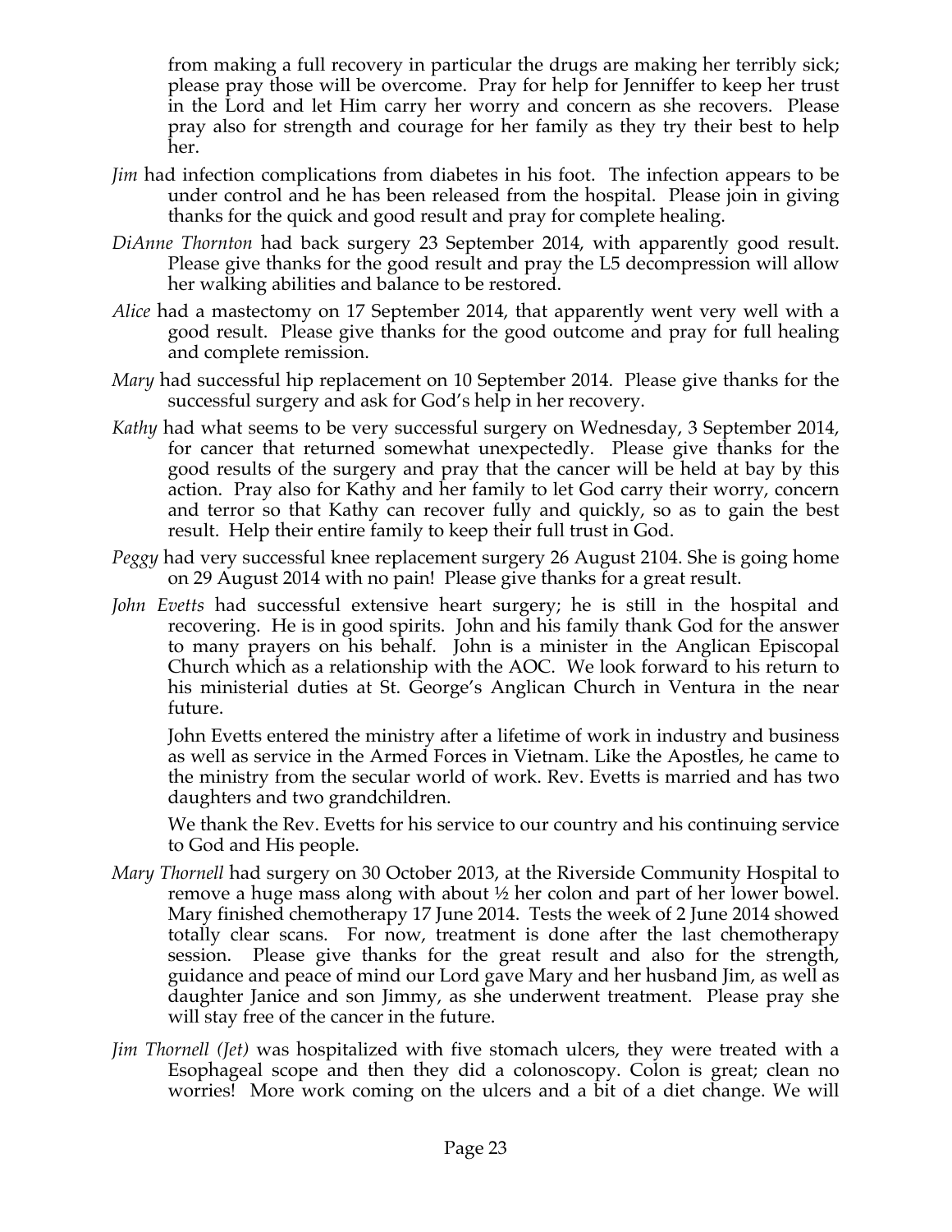from making a full recovery in particular the drugs are making her terribly sick; please pray those will be overcome. Pray for help for Jenniffer to keep her trust in the Lord and let Him carry her worry and concern as she recovers. Please pray also for strength and courage for her family as they try their best to help her.

*Jim* had infection complications from diabetes in his foot. The infection appears to be under control and he has been released from the hospital. Please join in giving thanks for the quick and good result and pray for complete healing.

*DiAnne Thornton* had back surgery 23 September 2014, with apparently good result. Please give thanks for the good result and pray the L5 decompression will allow her walking abilities and balance to be restored.

*Alice* had a mastectomy on 17 September 2014, that apparently went very well with a good result. Please give thanks for the good outcome and pray for full healing and complete remission.

*Mary* had successful hip replacement on 10 September 2014. Please give thanks for the successful surgery and ask for God's help in her recovery.

*Kathy* had what seems to be very successful surgery on Wednesday, 3 September 2014, for cancer that returned somewhat unexpectedly. Please give thanks for the good results of the surgery and pray that the cancer will be held at bay by this action. Pray also for Kathy and her family to let God carry their worry, concern and terror so that Kathy can recover fully and quickly, so as to gain the best result. Help their entire family to keep their full trust in God.

*Peggy* had very successful knee replacement surgery 26 August 2104. She is going home on 29 August 2014 with no pain! Please give thanks for a great result.

*John Evetts* had successful extensive heart surgery; he is still in the hospital and recovering. He is in good spirits. John and his family thank God for the answer to many prayers on his behalf. John is a minister in the Anglican Episcopal Church which as a relationship with the AOC. We look forward to his return to his ministerial duties at St. George's Anglican Church in Ventura in the near future.

John Evetts entered the ministry after a lifetime of work in industry and business as well as service in the Armed Forces in Vietnam. Like the Apostles, he came to the ministry from the secular world of work. Rev. Evetts is married and has two daughters and two grandchildren.

We thank the Rev. Evetts for his service to our country and his continuing service to God and His people.

*Mary Thornell* had surgery on 30 October 2013, at the Riverside Community Hospital to remove a huge mass along with about ½ her colon and part of her lower bowel. Mary finished chemotherapy 17 June 2014. Tests the week of 2 June 2014 showed totally clear scans. For now, treatment is done after the last chemotherapy session. Please give thanks for the great result and also for the strength, guidance and peace of mind our Lord gave Mary and her husband Jim, as well as daughter Janice and son Jimmy, as she underwent treatment. Please pray she will stay free of the cancer in the future.

*Jim Thornell (Jet)* was hospitalized with five stomach ulcers, they were treated with a Esophageal scope and then they did a colonoscopy. Colon is great; clean no worries! More work coming on the ulcers and a bit of a diet change. We will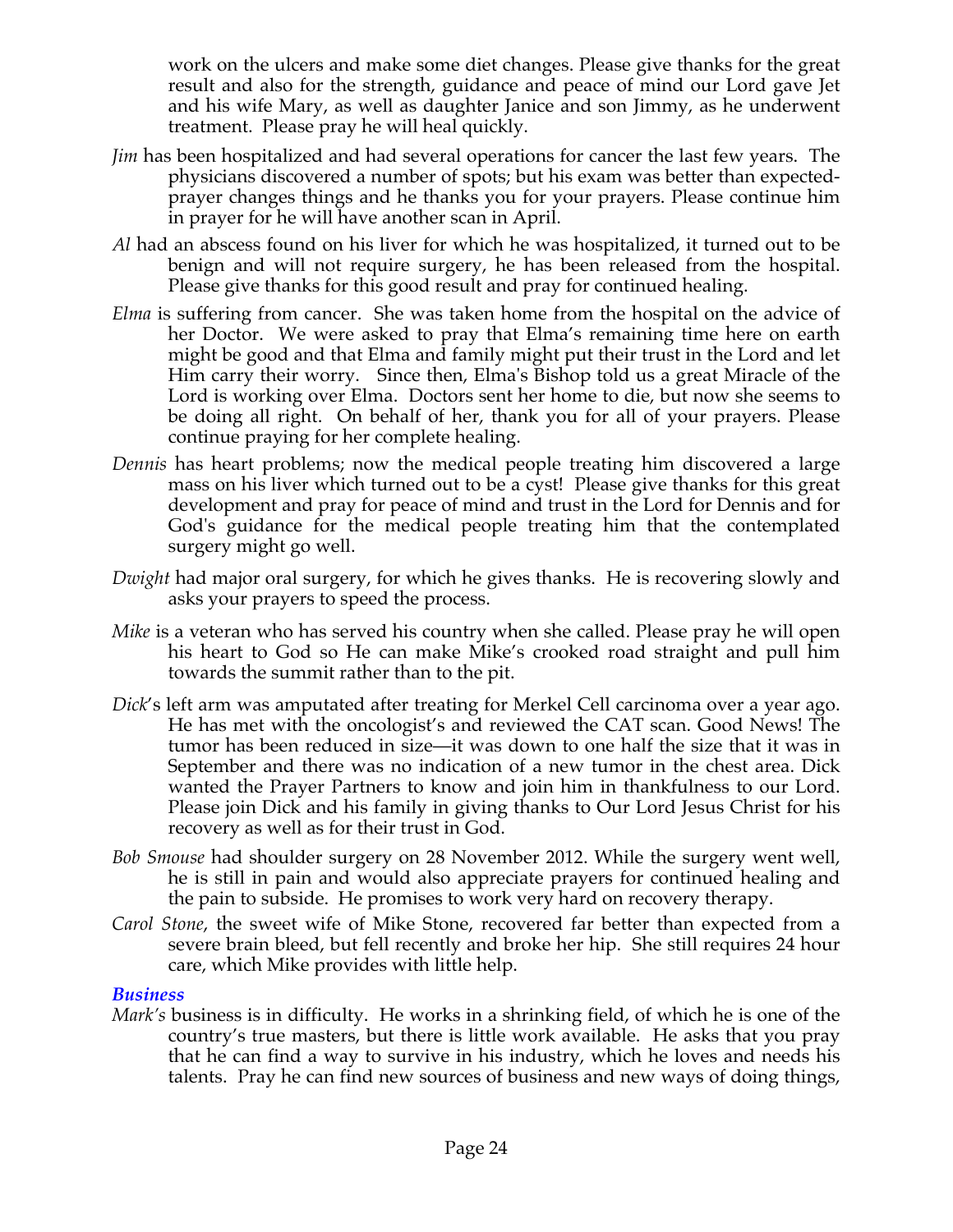work on the ulcers and make some diet changes. Please give thanks for the great result and also for the strength, guidance and peace of mind our Lord gave Jet and his wife Mary, as well as daughter Janice and son Jimmy, as he underwent treatment. Please pray he will heal quickly.

*Jim* has been hospitalized and had several operations for cancer the last few years. The physicians discovered a number of spots; but his exam was better than expected-prayer changes things and he thanks you for your prayers. Please continue him in prayer for he will have another scan in April.

*Al* had an abscess found on his liver for which he was hospitalized, it turned out to be benign and will not require surgery, he has been released from the hospital. Please give thanks for this good result and pray for continued healing.

*Elma* is suffering from cancer. She was taken home from the hospital on the advice of her Doctor. We were asked to pray that Elma's remaining time here on earth might be good and that Elma and family might put their trust in the Lord and let Him carry their worry. Since then, Elma's Bishop told us a great Miracle of the Lord is working over Elma. Doctors sent her home to die, but now she seems to be doing all right. On behalf of her, thank you for all of your prayers. Please continue praying for her complete healing.

*Dennis* has heart problems; now the medical people treating him discovered a large mass on his liver which turned out to be a cyst! Please give thanks for this great development and pray for peace of mind and trust in the Lord for Dennis and for God's guidance for the medical people treating him that the contemplated surgery might go well.

*Dwight* had major oral surgery, for which he gives thanks. He is recovering slowly and asks your prayers to speed the process.

*Mike* is a veteran who has served his country when she called. Please pray he will open his heart to God so He can make Mike's crooked road straight and pull him towards the summit rather than to the pit.

*Dick*'s left arm was amputated after treating for Merkel Cell carcinoma over a year ago. He has met with the oncologist's and reviewed the CAT scan. Good News! The tumor has been reduced in size—it was down to one half the size that it was in September and there was no indication of a new tumor in the chest area. Dick wanted the Prayer Partners to know and join him in thankfulness to our Lord. Please join Dick and his family in giving thanks to Our Lord Jesus Christ for his recovery as well as for their trust in God.

*Bob Smouse* had shoulder surgery on 28 November 2012. While the surgery went well, he is still in pain and would also appreciate prayers for continued healing and the pain to subside. He promises to work very hard on recovery therapy.

*Carol Stone*, the sweet wife of Mike Stone, recovered far better than expected from a severe brain bleed, but fell recently and broke her hip. She still requires 24 hour care, which Mike provides with little help.

### *Business*

*Mark's* business is in difficulty. He works in a shrinking field, of which he is one of the country's true masters, but there is little work available. He asks that you pray that he can find a way to survive in his industry, which he loves and needs his talents. Pray he can find new sources of business and new ways of doing things,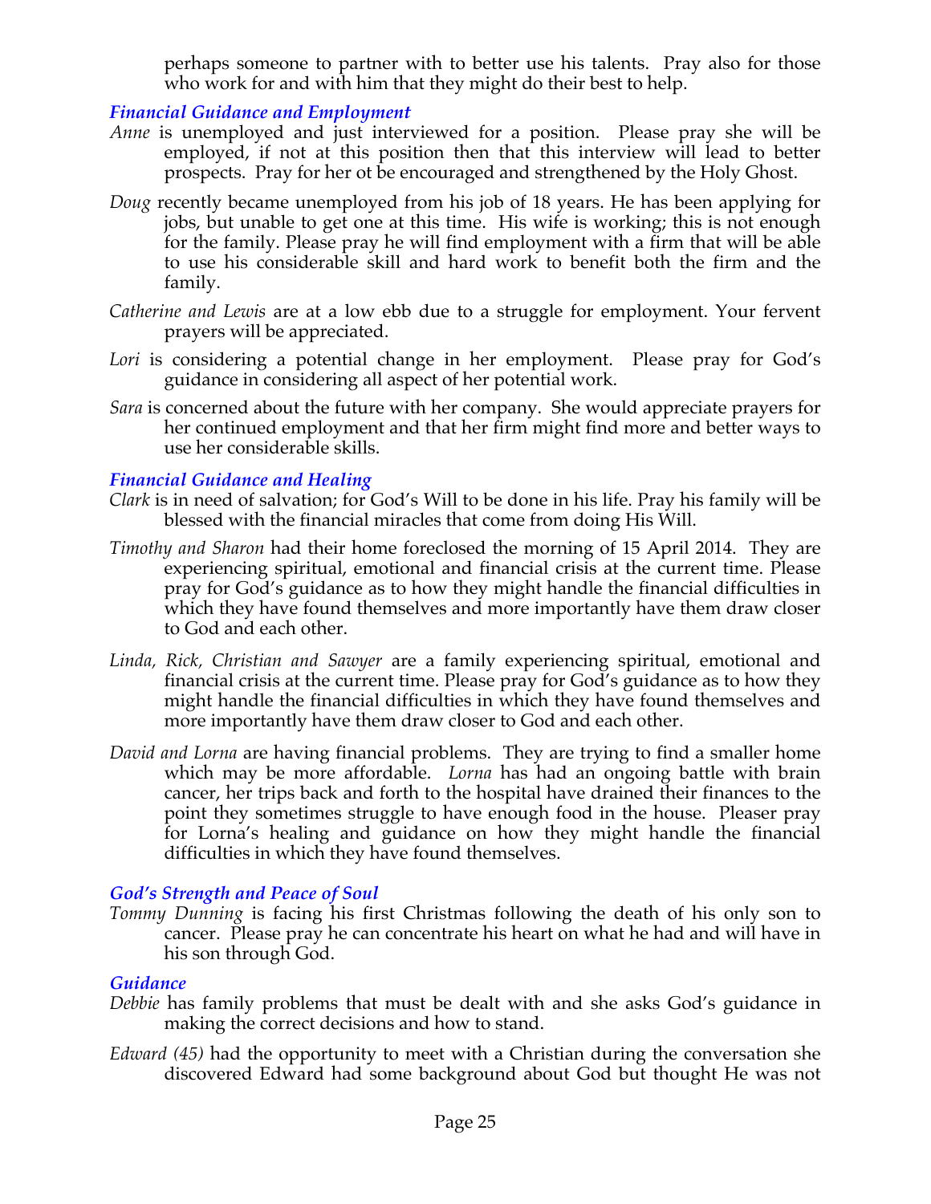perhaps someone to partner with to better use his talents. Pray also for those who work for and with him that they might do their best to help.

### *Financial Guidance and Employment*

*Anne* is unemployed and just interviewed for a position. Please pray she will be employed, if not at this position then that this interview will lead to better prospects. Pray for her ot be encouraged and strengthened by the Holy Ghost.

*Doug* recently became unemployed from his job of 18 years. He has been applying for jobs, but unable to get one at this time. His wife is working; this is not enough for the family. Please pray he will find employment with a firm that will be able to use his considerable skill and hard work to benefit both the firm and the family.

*Catherine and Lewis* are at a low ebb due to a struggle for employment. Your fervent prayers will be appreciated.

*Lori* is considering a potential change in her employment. Please pray for God's guidance in considering all aspect of her potential work.

*Sara* is concerned about the future with her company. She would appreciate prayers for her continued employment and that her firm might find more and better ways to use her considerable skills.

### *Financial Guidance and Healing*

*Clark* is in need of salvation; for God's Will to be done in his life. Pray his family will be blessed with the financial miracles that come from doing His Will.

*Timothy and Sharon* had their home foreclosed the morning of 15 April 2014. They are experiencing spiritual, emotional and financial crisis at the current time. Please pray for God's guidance as to how they might handle the financial difficulties in which they have found themselves and more importantly have them draw closer to God and each other.

*Linda, Rick, Christian and Sawyer* are a family experiencing spiritual, emotional and financial crisis at the current time. Please pray for God's guidance as to how they might handle the financial difficulties in which they have found themselves and more importantly have them draw closer to God and each other.

*David and Lorna* are having financial problems. They are trying to find a smaller home which may be more affordable. *Lorna* has had an ongoing battle with brain cancer, her trips back and forth to the hospital have drained their finances to the point they sometimes struggle to have enough food in the house. Pleaser pray for Lorna's healing and guidance on how they might handle the financial difficulties in which they have found themselves.

### *God's Strength and Peace of Soul*

*Tommy Dunning* is facing his first Christmas following the death of his only son to cancer. Please pray he can concentrate his heart on what he had and will have in his son through God.

### *Guidance*

*Debbie* has family problems that must be dealt with and she asks God's guidance in making the correct decisions and how to stand.

*Edward (45)* had the opportunity to meet with a Christian during the conversation she discovered Edward had some background about God but thought He was not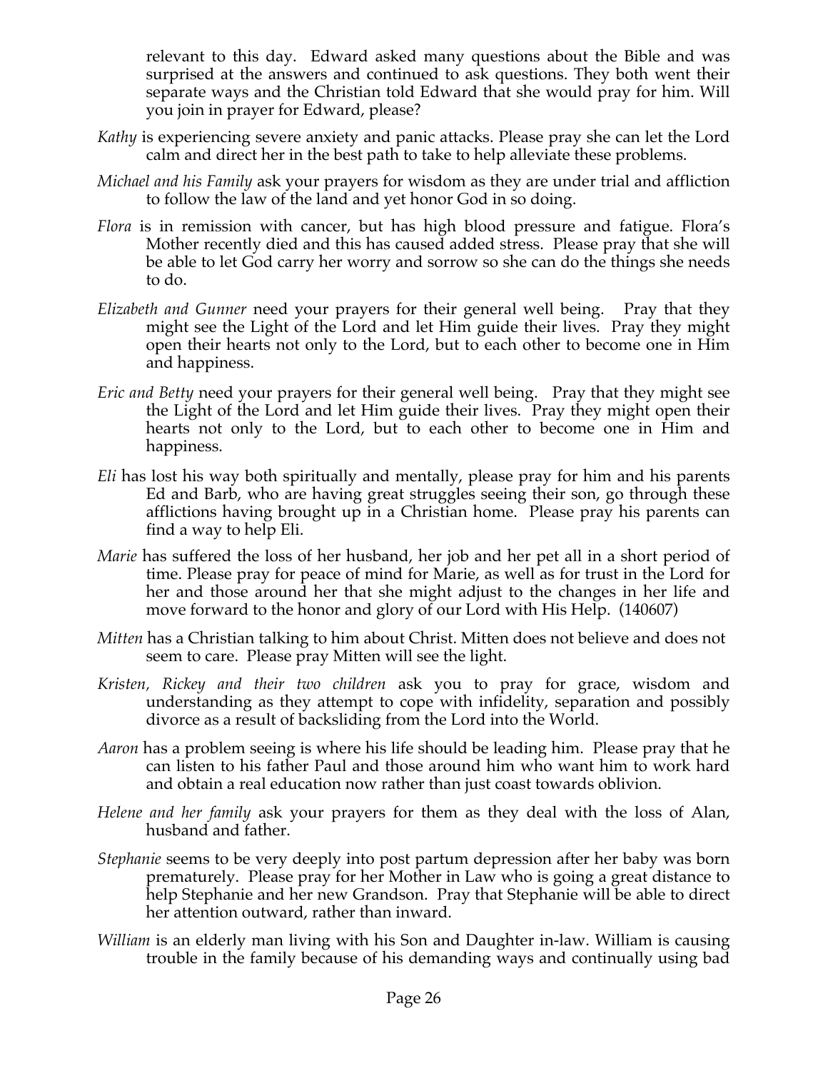relevant to this day. Edward asked many questions about the Bible and was surprised at the answers and continued to ask questions. They both went their separate ways and the Christian told Edward that she would pray for him. Will you join in prayer for Edward, please?

*Kathy* is experiencing severe anxiety and panic attacks. Please pray she can let the Lord calm and direct her in the best path to take to help alleviate these problems.

*Michael and his Family* ask your prayers for wisdom as they are under trial and affliction to follow the law of the land and yet honor God in so doing.

*Flora* is in remission with cancer, but has high blood pressure and fatigue. Flora's Mother recently died and this has caused added stress. Please pray that she will be able to let God carry her worry and sorrow so she can do the things she needs to do.

*Elizabeth and Gunner* need your prayers for their general well being. Pray that they might see the Light of the Lord and let Him guide their lives. Pray they might open their hearts not only to the Lord, but to each other to become one in Him and happiness.

*Eric and Betty* need your prayers for their general well being. Pray that they might see the Light of the Lord and let Him guide their lives. Pray they might open their hearts not only to the Lord, but to each other to become one in Him and happiness.

*Eli* has lost his way both spiritually and mentally, please pray for him and his parents Ed and Barb, who are having great struggles seeing their son, go through these afflictions having brought up in a Christian home. Please pray his parents can find a way to help Eli.

*Marie* has suffered the loss of her husband, her job and her pet all in a short period of time. Please pray for peace of mind for Marie, as well as for trust in the Lord for her and those around her that she might adjust to the changes in her life and move forward to the honor and glory of our Lord with His Help. (140607)

*Mitten* has a Christian talking to him about Christ. Mitten does not believe and does not seem to care. Please pray Mitten will see the light.

*Kristen, Rickey and their two children* ask you to pray for grace, wisdom and understanding as they attempt to cope with infidelity, separation and possibly divorce as a result of backsliding from the Lord into the World.

*Aaron* has a problem seeing is where his life should be leading him. Please pray that he can listen to his father Paul and those around him who want him to work hard and obtain a real education now rather than just coast towards oblivion.

*Helene and her family* ask your prayers for them as they deal with the loss of Alan, husband and father.

*Stephanie* seems to be very deeply into post partum depression after her baby was born prematurely. Please pray for her Mother in Law who is going a great distance to help Stephanie and her new Grandson. Pray that Stephanie will be able to direct her attention outward, rather than inward.

*William* is an elderly man living with his Son and Daughter in-law. William is causing trouble in the family because of his demanding ways and continually using bad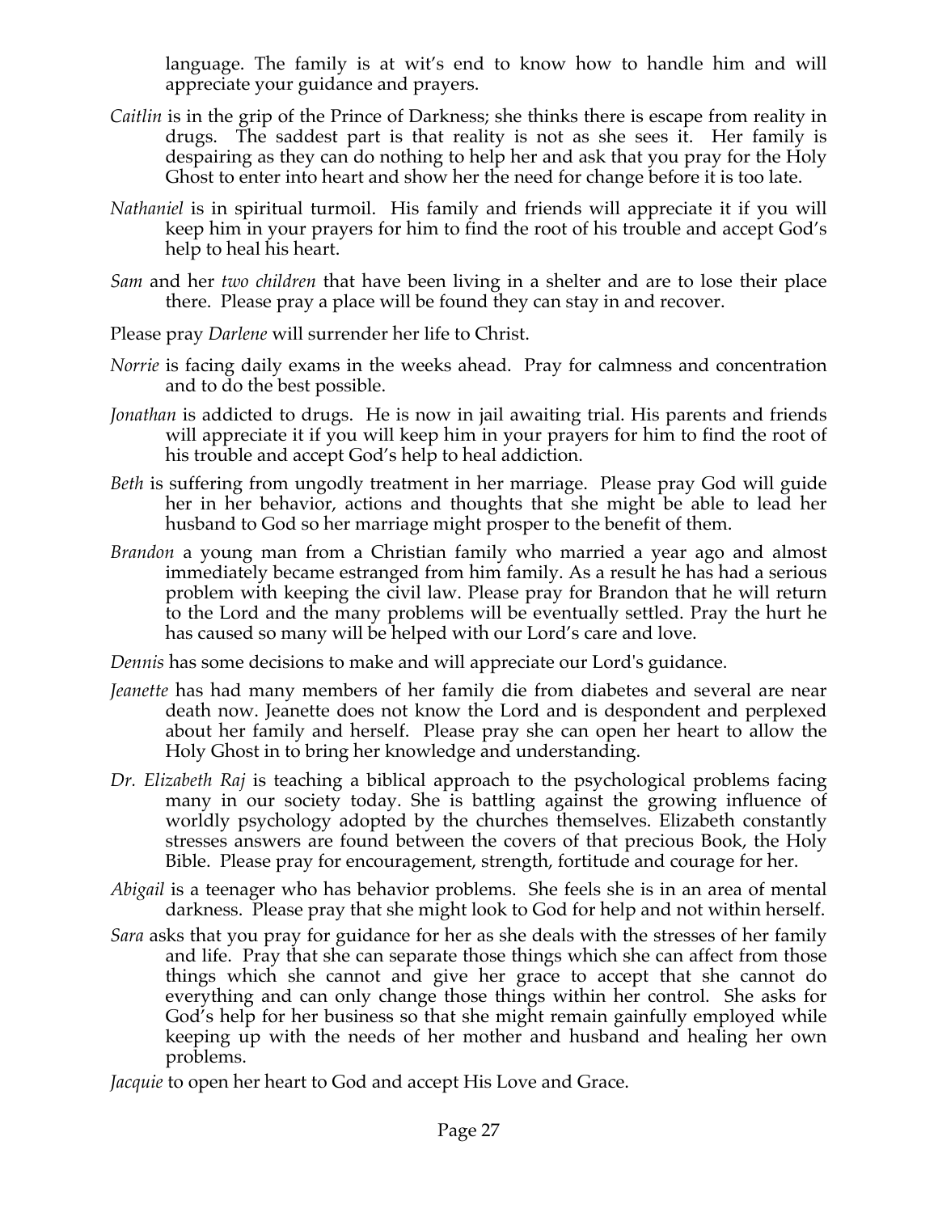language. The family is at wit's end to know how to handle him and will appreciate your guidance and prayers.

*Caitlin* is in the grip of the Prince of Darkness; she thinks there is escape from reality in drugs. The saddest part is that reality is not as she sees it. Her family is despairing as they can do nothing to help her and ask that you pray for the Holy Ghost to enter into heart and show her the need for change before it is too late.

*Nathaniel* is in spiritual turmoil. His family and friends will appreciate it if you will keep him in your prayers for him to find the root of his trouble and accept God's help to heal his heart.

*Sam* and her *two children* that have been living in a shelter and are to lose their place there. Please pray a place will be found they can stay in and recover.

Please pray *Darlene* will surrender her life to Christ.

*Norrie* is facing daily exams in the weeks ahead. Pray for calmness and concentration and to do the best possible.

*Jonathan* is addicted to drugs. He is now in jail awaiting trial. His parents and friends will appreciate it if you will keep him in your prayers for him to find the root of his trouble and accept God's help to heal addiction.

*Beth* is suffering from ungodly treatment in her marriage. Please pray God will guide her in her behavior, actions and thoughts that she might be able to lead her husband to God so her marriage might prosper to the benefit of them.

*Brandon* a young man from a Christian family who married a year ago and almost immediately became estranged from him family. As a result he has had a serious problem with keeping the civil law. Please pray for Brandon that he will return to the Lord and the many problems will be eventually settled. Pray the hurt he has caused so many will be helped with our Lord's care and love.

*Dennis* has some decisions to make and will appreciate our Lord's guidance.

*Jeanette* has had many members of her family die from diabetes and several are near death now. Jeanette does not know the Lord and is despondent and perplexed about her family and herself. Please pray she can open her heart to allow the Holy Ghost in to bring her knowledge and understanding.

*Dr. Elizabeth Raj* is teaching a biblical approach to the psychological problems facing many in our society today. She is battling against the growing influence of worldly psychology adopted by the churches themselves. Elizabeth constantly stresses answers are found between the covers of that precious Book, the Holy Bible. Please pray for encouragement, strength, fortitude and courage for her.

*Abigail* is a teenager who has behavior problems. She feels she is in an area of mental darkness. Please pray that she might look to God for help and not within herself.

*Sara* asks that you pray for guidance for her as she deals with the stresses of her family and life. Pray that she can separate those things which she can affect from those things which she cannot and give her grace to accept that she cannot do everything and can only change those things within her control. She asks for God's help for her business so that she might remain gainfully employed while keeping up with the needs of her mother and husband and healing her own problems.

*Jacquie* to open her heart to God and accept His Love and Grace.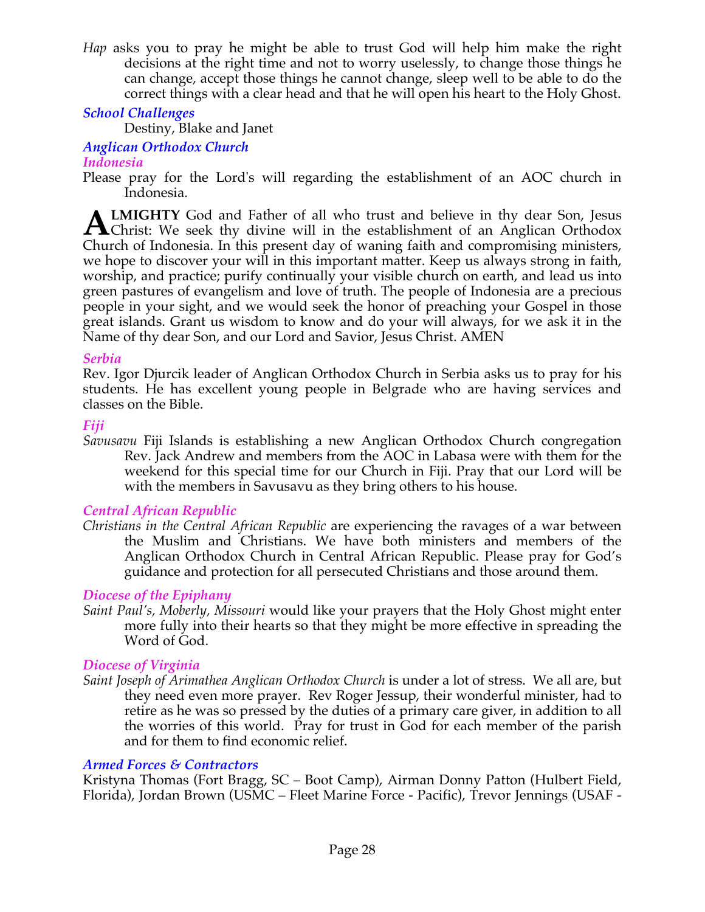*Hap* asks you to pray he might be able to trust God will help him make the right decisions at the right time and not to worry uselessly, to change those things he can change, accept those things he cannot change, sleep well to be able to do the correct things with a clear head and that he will open his heart to the Holy Ghost.

### *School Challenges*

Destiny, Blake and Janet

### *Anglican Orthodox Church*

#### *Indonesia*

Please pray for the Lord's will regarding the establishment of an AOC church in Indonesia.

**ALMIGHTY** God and Father of all who trust and believe in thy dear Son, Jesus Christ: We seek thy divine will in the establishment of an Anglican Orthodox Church of Indonesia. In this present day of waning faith and compromising ministers, we hope to discover your will in this important matter. Keep us always strong in faith, worship, and practice; purify continually your visible church on earth, and lead us into green pastures of evangelism and love of truth. The people of Indonesia are a precious people in your sight, and we would seek the honor of preaching your Gospel in those great islands. Grant us wisdom to know and do your will always, for we ask it in the Name of thy dear Son, and our Lord and Savior, Jesus Christ. AMEN

#### *Serbia*

Rev. Igor Djurcik leader of Anglican Orthodox Church in Serbia asks us to pray for his students. He has excellent young people in Belgrade who are having services and classes on the Bible.

#### *Fiji*

*Savusavu* Fiji Islands is establishing a new Anglican Orthodox Church congregation Rev. Jack Andrew and members from the AOC in Labasa were with them for the weekend for this special time for our Church in Fiji. Pray that our Lord will be with the members in Savusavu as they bring others to his house.

#### *Central African Republic*

*Christians in the Central African Republic* are experiencing the ravages of a war between the Muslim and Christians. We have both ministers and members of the Anglican Orthodox Church in Central African Republic. Please pray for God's guidance and protection for all persecuted Christians and those around them.

#### *Diocese of the Epiphany*

*Saint Paul's, Moberly, Missouri* would like your prayers that the Holy Ghost might enter more fully into their hearts so that they might be more effective in spreading the Word of God.

#### *Diocese of Virginia*

*Saint Joseph of Arimathea Anglican Orthodox Church* is under a lot of stress. We all are, but they need even more prayer. Rev Roger Jessup, their wonderful minister, had to retire as he was so pressed by the duties of a primary care giver, in addition to all the worries of this world. Pray for trust in God for each member of the parish and for them to find economic relief.

### *Armed Forces & Contractors*

Kristyna Thomas (Fort Bragg, SC – Boot Camp), Airman Donny Patton (Hulbert Field, Florida), Jordan Brown (USMC – Fleet Marine Force - Pacific), Trevor Jennings (USAF -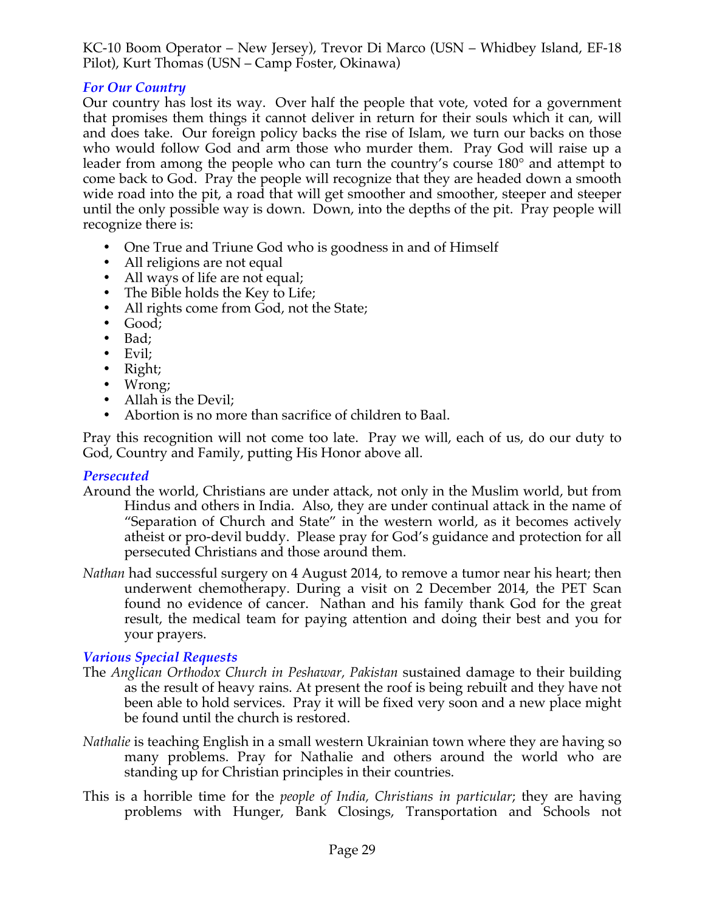KC-10 Boom Operator – New Jersey), Trevor Di Marco (USN – Whidbey Island, EF-18 Pilot), Kurt Thomas (USN – Camp Foster, Okinawa)

### *For Our Country*

Our country has lost its way. Over half the people that vote, voted for a government that promises them things it cannot deliver in return for their souls which it can, will and does take. Our foreign policy backs the rise of Islam, we turn our backs on those who would follow God and arm those who murder them. Pray God will raise up a leader from among the people who can turn the country's course 180° and attempt to come back to God. Pray the people will recognize that they are headed down a smooth wide road into the pit, a road that will get smoother and smoother, steeper and steeper until the only possible way is down. Down, into the depths of the pit. Pray people will recognize there is:

- One True and Triune God who is goodness in and of Himself
- All religions are not equal
- All ways of life are not equal;
- The Bible holds the Key to Life;
- All rights come from God, not the State;
- Good;
- Bad;
- Evil;
- Right;
- Wrong;
- Allah is the Devil;
- Abortion is no more than sacrifice of children to Baal.

Pray this recognition will not come too late. Pray we will, each of us, do our duty to God, Country and Family, putting His Honor above all.

### *Persecuted*

Around the world, Christians are under attack, not only in the Muslim world, but from Hindus and others in India. Also, they are under continual attack in the name of "Separation of Church and State" in the western world, as it becomes actively atheist or pro-devil buddy. Please pray for God's guidance and protection for all persecuted Christians and those around them.

*Nathan* had successful surgery on 4 August 2014, to remove a tumor near his heart; then underwent chemotherapy. During a visit on 2 December 2014, the PET Scan found no evidence of cancer. Nathan and his family thank God for the great result, the medical team for paying attention and doing their best and you for your prayers.

### *Various Special Requests*

The *Anglican Orthodox Church in Peshawar, Pakistan* sustained damage to their building as the result of heavy rains. At present the roof is being rebuilt and they have not been able to hold services. Pray it will be fixed very soon and a new place might be found until the church is restored.

*Nathalie* is teaching English in a small western Ukrainian town where they are having so many problems. Pray for Nathalie and others around the world who are standing up for Christian principles in their countries.

This is a horrible time for the *people of India, Christians in particular*; they are having problems with Hunger, Bank Closings, Transportation and Schools not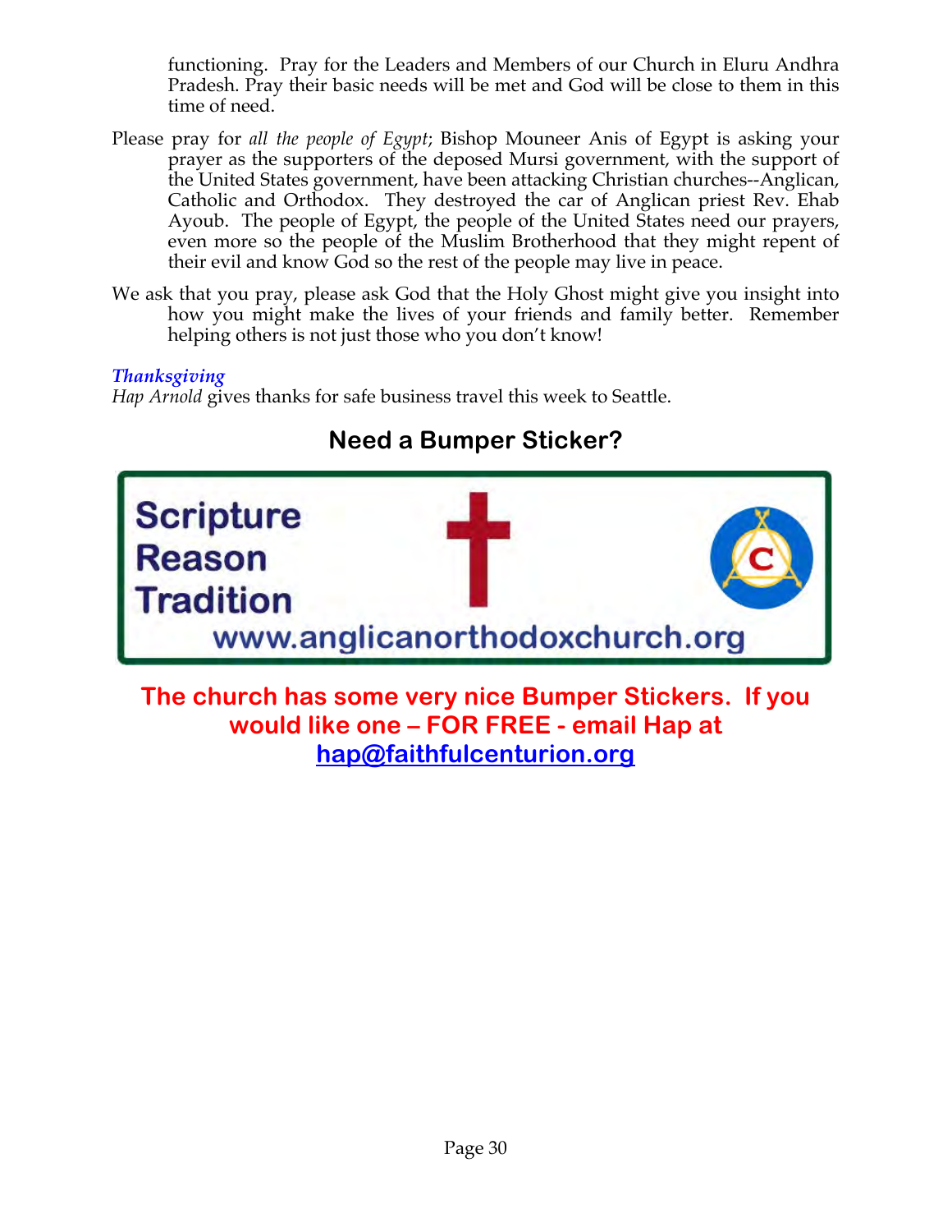functioning. Pray for the Leaders and Members of our Church in Eluru Andhra Pradesh. Pray their basic needs will be met and God will be close to them in this time of need.

Please pray for *all the people of Egypt*; Bishop Mouneer Anis of Egypt is asking your prayer as the supporters of the deposed Mursi government, with the support of the United States government, have been attacking Christian churches--Anglican, Catholic and Orthodox. They destroyed the car of Anglican priest Rev. Ehab Ayoub. The people of Egypt, the people of the United States need our prayers, even more so the people of the Muslim Brotherhood that they might repent of their evil and know God so the rest of the people may live in peace.

We ask that you pray, please ask God that the Holy Ghost might give you insight into how you might make the lives of your friends and family better. Remember helping others is not just those who you don't know!

***Thanksgiving***

*Hap Arnold* gives thanks for safe business travel this week to Seattle.

## Need a Bumper Sticker?

Scripture
Reason
Tradition
www.anglicanorthodoxchurch.org

**The church has some very nice Bumper Stickers. If you would like one – FOR FREE - email Hap at hap@faithfulcenturion.org**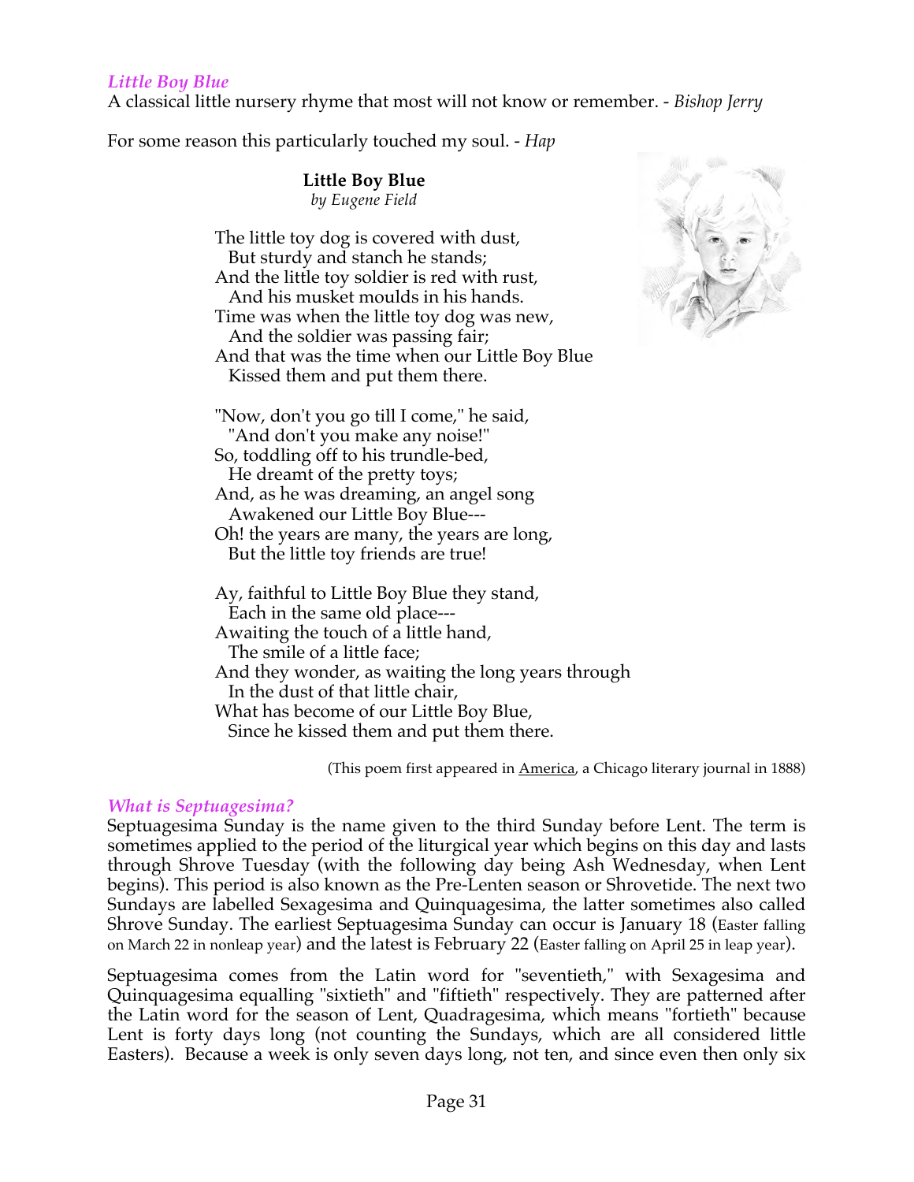### *Little Boy Blue*

A classical little nursery rhyme that most will not know or remember. - *Bishop Jerry*

For some reason this particularly touched my soul. - *Hap*

**Little Boy Blue**
*by Eugene Field*

The little toy dog is covered with dust,
  But sturdy and stanch he stands;
And the little toy soldier is red with rust,
  And his musket moulds in his hands.
Time was when the little toy dog was new,
  And the soldier was passing fair;
And that was the time when our Little Boy Blue
  Kissed them and put them there.

"Now, don't you go till I come," he said,
  "And don't you make any noise!"
So, toddling off to his trundle-bed,
  He dreamt of the pretty toys;
And, as he was dreaming, an angel song
  Awakened our Little Boy Blue---
Oh! the years are many, the years are long,
  But the little toy friends are true!

Ay, faithful to Little Boy Blue they stand,
  Each in the same old place---
Awaiting the touch of a little hand,
  The smile of a little face;
And they wonder, as waiting the long years through
  In the dust of that little chair,
What has become of our Little Boy Blue,
  Since he kissed them and put them there.

(This poem first appeared in America, a Chicago literary journal in 1888)

### *What is Septuagesima?*

Septuagesima Sunday is the name given to the third Sunday before Lent. The term is sometimes applied to the period of the liturgical year which begins on this day and lasts through Shrove Tuesday (with the following day being Ash Wednesday, when Lent begins). This period is also known as the Pre-Lenten season or Shrovetide. The next two Sundays are labelled Sexagesima and Quinquagesima, the latter sometimes also called Shrove Sunday. The earliest Septuagesima Sunday can occur is January 18 (Easter falling on March 22 in nonleap year) and the latest is February 22 (Easter falling on April 25 in leap year).

Septuagesima comes from the Latin word for "seventieth," with Sexagesima and Quinquagesima equalling "sixtieth" and "fiftieth" respectively. They are patterned after the Latin word for the season of Lent, Quadragesima, which means "fortieth" because Lent is forty days long (not counting the Sundays, which are all considered little Easters). Because a week is only seven days long, not ten, and since even then only six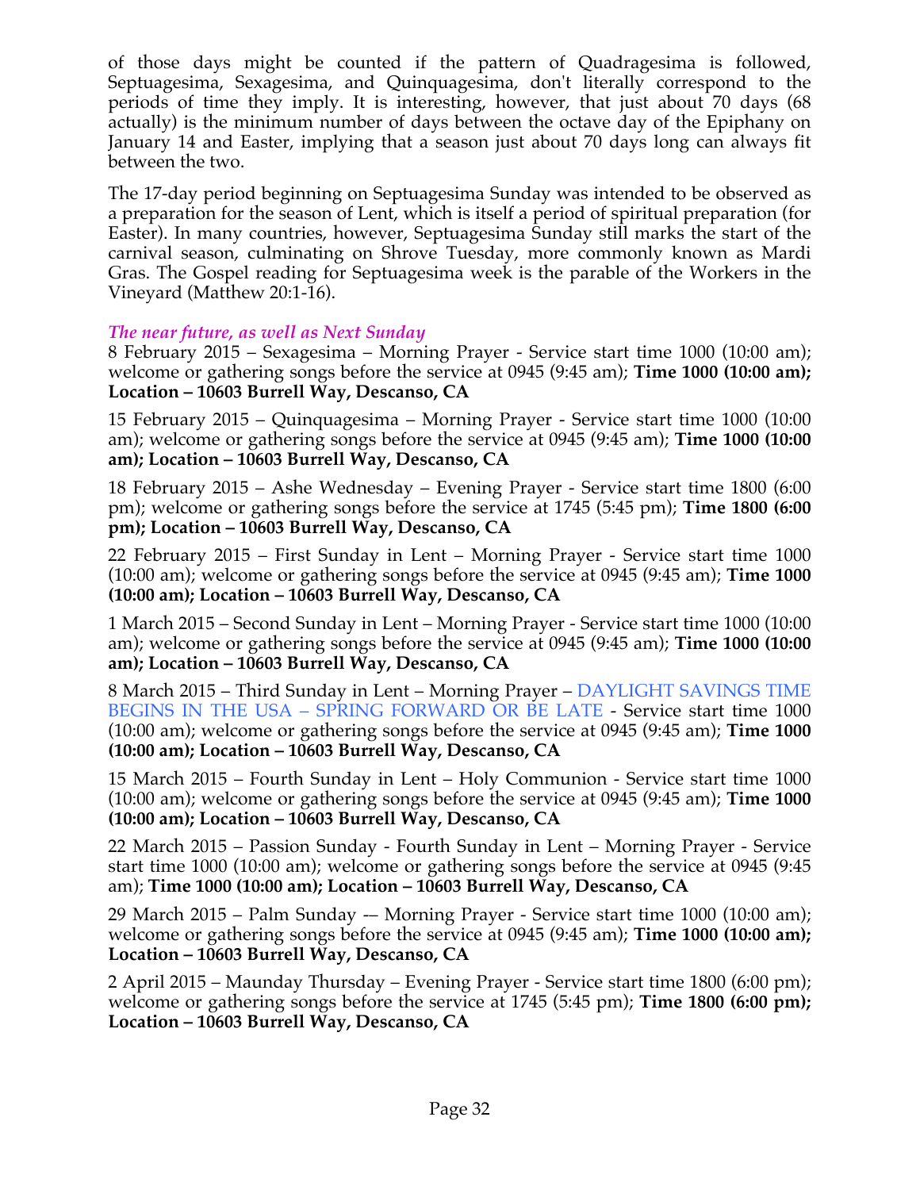of those days might be counted if the pattern of Quadragesima is followed, Septuagesima, Sexagesima, and Quinquagesima, don't literally correspond to the periods of time they imply. It is interesting, however, that just about 70 days (68 actually) is the minimum number of days between the octave day of the Epiphany on January 14 and Easter, implying that a season just about 70 days long can always fit between the two.

The 17-day period beginning on Septuagesima Sunday was intended to be observed as a preparation for the season of Lent, which is itself a period of spiritual preparation (for Easter). In many countries, however, Septuagesima Sunday still marks the start of the carnival season, culminating on Shrove Tuesday, more commonly known as Mardi Gras. The Gospel reading for Septuagesima week is the parable of the Workers in the Vineyard (Matthew 20:1-16).

### *The near future, as well as Next Sunday*

8 February 2015 – Sexagesima – Morning Prayer - Service start time 1000 (10:00 am); welcome or gathering songs before the service at 0945 (9:45 am); **Time 1000 (10:00 am); Location – 10603 Burrell Way, Descanso, CA**

15 February 2015 – Quinquagesima – Morning Prayer - Service start time 1000 (10:00 am); welcome or gathering songs before the service at 0945 (9:45 am); **Time 1000 (10:00 am); Location – 10603 Burrell Way, Descanso, CA**

18 February 2015 – Ashe Wednesday – Evening Prayer - Service start time 1800 (6:00 pm); welcome or gathering songs before the service at 1745 (5:45 pm); **Time 1800 (6:00 pm); Location – 10603 Burrell Way, Descanso, CA**

22 February 2015 – First Sunday in Lent – Morning Prayer - Service start time 1000 (10:00 am); welcome or gathering songs before the service at 0945 (9:45 am); **Time 1000 (10:00 am); Location – 10603 Burrell Way, Descanso, CA**

1 March 2015 – Second Sunday in Lent – Morning Prayer - Service start time 1000 (10:00 am); welcome or gathering songs before the service at 0945 (9:45 am); **Time 1000 (10:00 am); Location – 10603 Burrell Way, Descanso, CA**

8 March 2015 – Third Sunday in Lent – Morning Prayer – DAYLIGHT SAVINGS TIME BEGINS IN THE USA – SPRING FORWARD OR BE LATE - Service start time 1000 (10:00 am); welcome or gathering songs before the service at 0945 (9:45 am); **Time 1000 (10:00 am); Location – 10603 Burrell Way, Descanso, CA**

15 March 2015 – Fourth Sunday in Lent – Holy Communion - Service start time 1000 (10:00 am); welcome or gathering songs before the service at 0945 (9:45 am); **Time 1000 (10:00 am); Location – 10603 Burrell Way, Descanso, CA**

22 March 2015 – Passion Sunday - Fourth Sunday in Lent – Morning Prayer - Service start time 1000 (10:00 am); welcome or gathering songs before the service at 0945 (9:45 am); **Time 1000 (10:00 am); Location – 10603 Burrell Way, Descanso, CA**

29 March 2015 – Palm Sunday -– Morning Prayer - Service start time 1000 (10:00 am); welcome or gathering songs before the service at 0945 (9:45 am); **Time 1000 (10:00 am); Location – 10603 Burrell Way, Descanso, CA**

2 April 2015 – Maunday Thursday – Evening Prayer - Service start time 1800 (6:00 pm); welcome or gathering songs before the service at 1745 (5:45 pm); **Time 1800 (6:00 pm); Location – 10603 Burrell Way, Descanso, CA**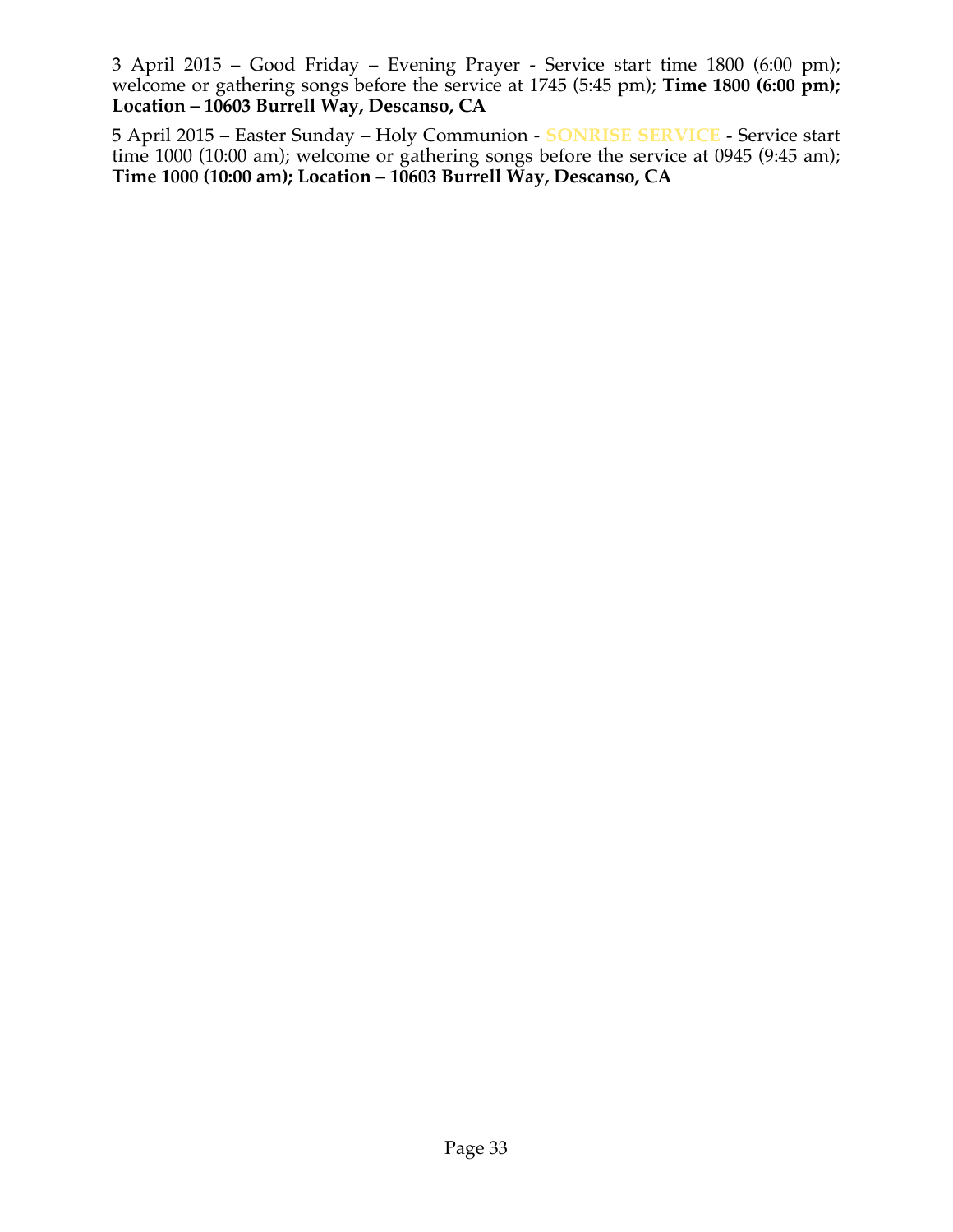3 April 2015 – Good Friday – Evening Prayer - Service start time 1800 (6:00 pm); welcome or gathering songs before the service at 1745 (5:45 pm); **Time 1800 (6:00 pm); Location – 10603 Burrell Way, Descanso, CA**

5 April 2015 – Easter Sunday – Holy Communion - **SONRISE SERVICE -** Service start time 1000 (10:00 am); welcome or gathering songs before the service at 0945 (9:45 am); **Time 1000 (10:00 am); Location – 10603 Burrell Way, Descanso, CA**